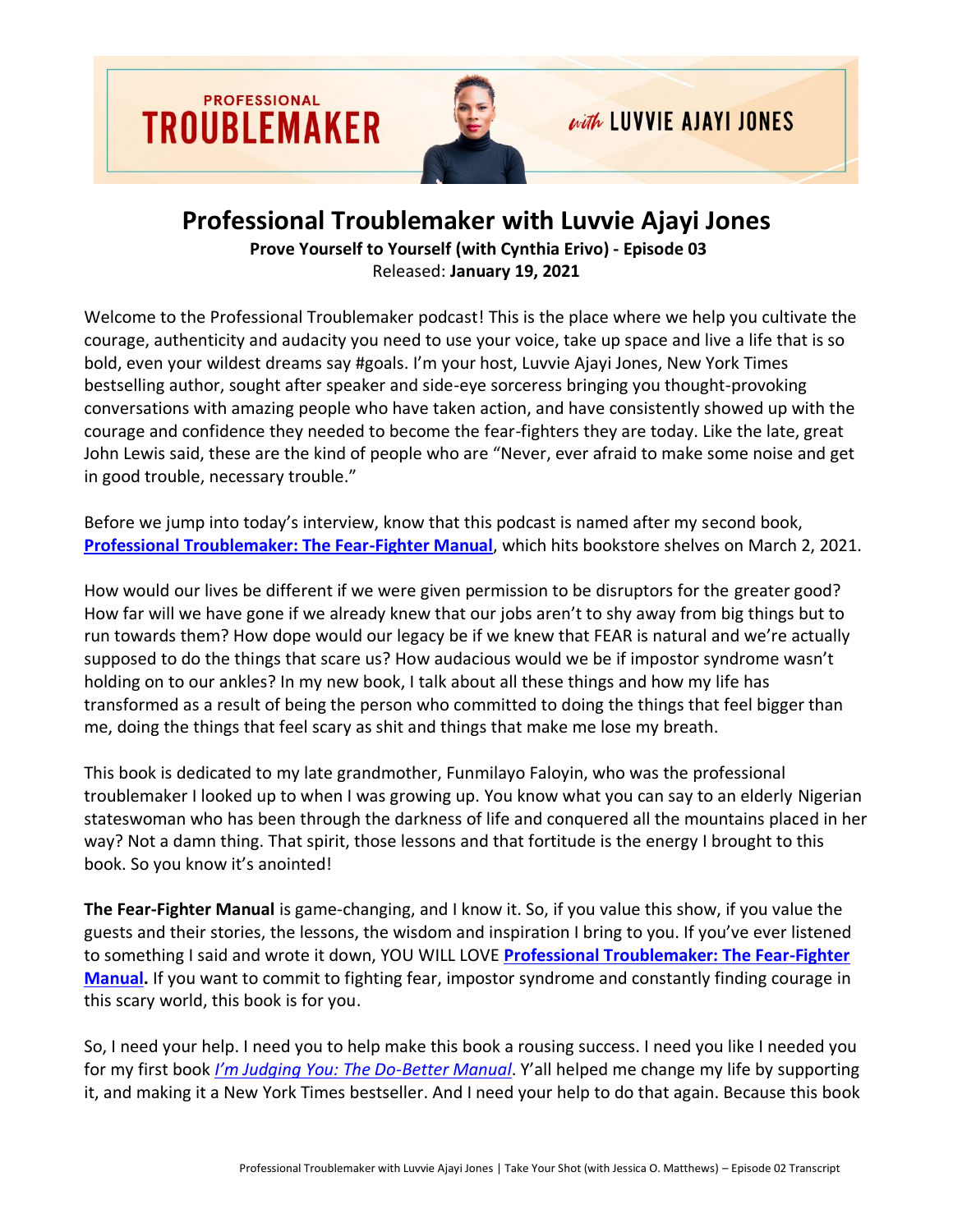# Professional Troublemaker with Luvvie Ajayi Jones

**Prove Yourself to Yourself (with Cynthia Erivo) - Episode 03**
Released: **January 19, 2021**

Welcome to the Professional Troublemaker podcast! This is the place where we help you cultivate the courage, authenticity and audacity you need to use your voice, take up space and live a life that is so bold, even your wildest dreams say #goals. I'm your host, Luvvie Ajayi Jones, New York Times bestselling author, sought after speaker and side-eye sorceress bringing you thought-provoking conversations with amazing people who have taken action, and have consistently showed up with the courage and confidence they needed to become the fear-fighters they are today. Like the late, great John Lewis said, these are the kind of people who are "Never, ever afraid to make some noise and get in good trouble, necessary trouble."

Before we jump into today's interview, know that this podcast is named after my second book, **Professional Troublemaker: The Fear-Fighter Manual**, which hits bookstore shelves on March 2, 2021.

How would our lives be different if we were given permission to be disruptors for the greater good? How far will we have gone if we already knew that our jobs aren't to shy away from big things but to run towards them? How dope would our legacy be if we knew that FEAR is natural and we're actually supposed to do the things that scare us? How audacious would we be if impostor syndrome wasn't holding on to our ankles? In my new book, I talk about all these things and how my life has transformed as a result of being the person who committed to doing the things that feel bigger than me, doing the things that feel scary as shit and things that make me lose my breath.

This book is dedicated to my late grandmother, Funmilayo Faloyin, who was the professional troublemaker I looked up to when I was growing up. You know what you can say to an elderly Nigerian stateswoman who has been through the darkness of life and conquered all the mountains placed in her way? Not a damn thing. That spirit, those lessons and that fortitude is the energy I brought to this book. So you know it's anointed!

**The Fear-Fighter Manual** is game-changing, and I know it. So, if you value this show, if you value the guests and their stories, the lessons, the wisdom and inspiration I bring to you. If you've ever listened to something I said and wrote it down, YOU WILL LOVE **Professional Troublemaker: The Fear-Fighter Manual.** If you want to commit to fighting fear, impostor syndrome and constantly finding courage in this scary world, this book is for you.

So, I need your help. I need you to help make this book a rousing success. I need you like I needed you for my first book *I'm Judging You: The Do-Better Manual*. Y'all helped me change my life by supporting it, and making it a New York Times bestseller. And I need your help to do that again. Because this book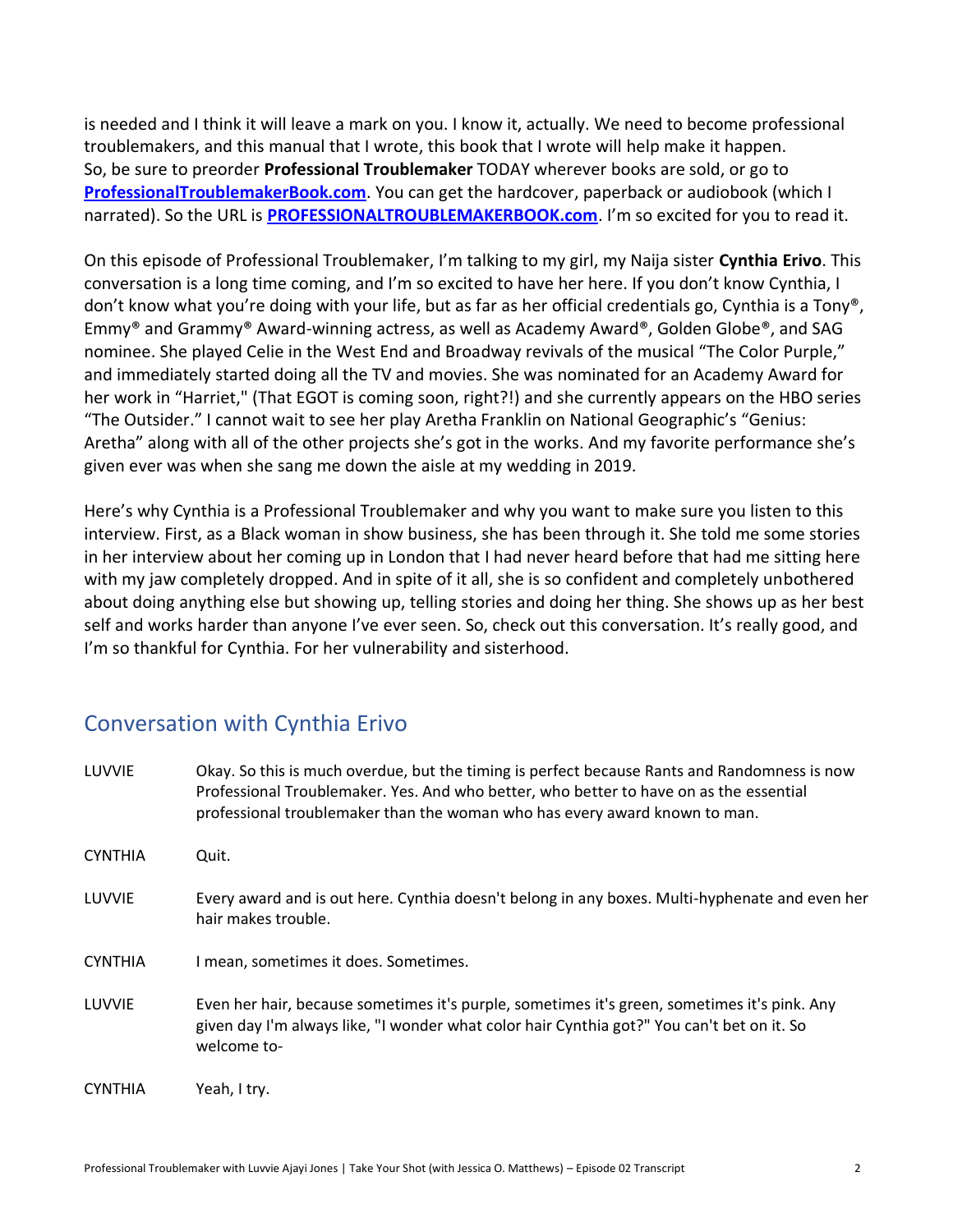is needed and I think it will leave a mark on you. I know it, actually. We need to become professional troublemakers, and this manual that I wrote, this book that I wrote will help make it happen. So, be sure to preorder **Professional Troublemaker** TODAY wherever books are sold, or go to **ProfessionalTroublemakerBook.com**. You can get the hardcover, paperback or audiobook (which I narrated). So the URL is **PROFESSIONALTROUBLEMAKERBOOK.com**. I'm so excited for you to read it.

On this episode of Professional Troublemaker, I'm talking to my girl, my Naija sister **Cynthia Erivo**. This conversation is a long time coming, and I'm so excited to have her here. If you don't know Cynthia, I don't know what you're doing with your life, but as far as her official credentials go, Cynthia is a Tony®, Emmy® and Grammy® Award-winning actress, as well as Academy Award®, Golden Globe®, and SAG nominee. She played Celie in the West End and Broadway revivals of the musical "The Color Purple," and immediately started doing all the TV and movies. She was nominated for an Academy Award for her work in "Harriet," (That EGOT is coming soon, right?!) and she currently appears on the HBO series "The Outsider." I cannot wait to see her play Aretha Franklin on National Geographic's "Genius: Aretha" along with all of the other projects she's got in the works. And my favorite performance she's given ever was when she sang me down the aisle at my wedding in 2019.

Here's why Cynthia is a Professional Troublemaker and why you want to make sure you listen to this interview. First, as a Black woman in show business, she has been through it. She told me some stories in her interview about her coming up in London that I had never heard before that had me sitting here with my jaw completely dropped. And in spite of it all, she is so confident and completely unbothered about doing anything else but showing up, telling stories and doing her thing. She shows up as her best self and works harder than anyone I've ever seen. So, check out this conversation. It's really good, and I'm so thankful for Cynthia. For her vulnerability and sisterhood.

## Conversation with Cynthia Erivo

LUVVIE Okay. So this is much overdue, but the timing is perfect because Rants and Randomness is now Professional Troublemaker. Yes. And who better, who better to have on as the essential professional troublemaker than the woman who has every award known to man.

CYNTHIA Quit.

LUVVIE Every award and is out here. Cynthia doesn't belong in any boxes. Multi-hyphenate and even her hair makes trouble.

CYNTHIA I mean, sometimes it does. Sometimes.

LUVVIE Even her hair, because sometimes it's purple, sometimes it's green, sometimes it's pink. Any given day I'm always like, "I wonder what color hair Cynthia got?" You can't bet on it. So welcome to-

CYNTHIA Yeah, I try.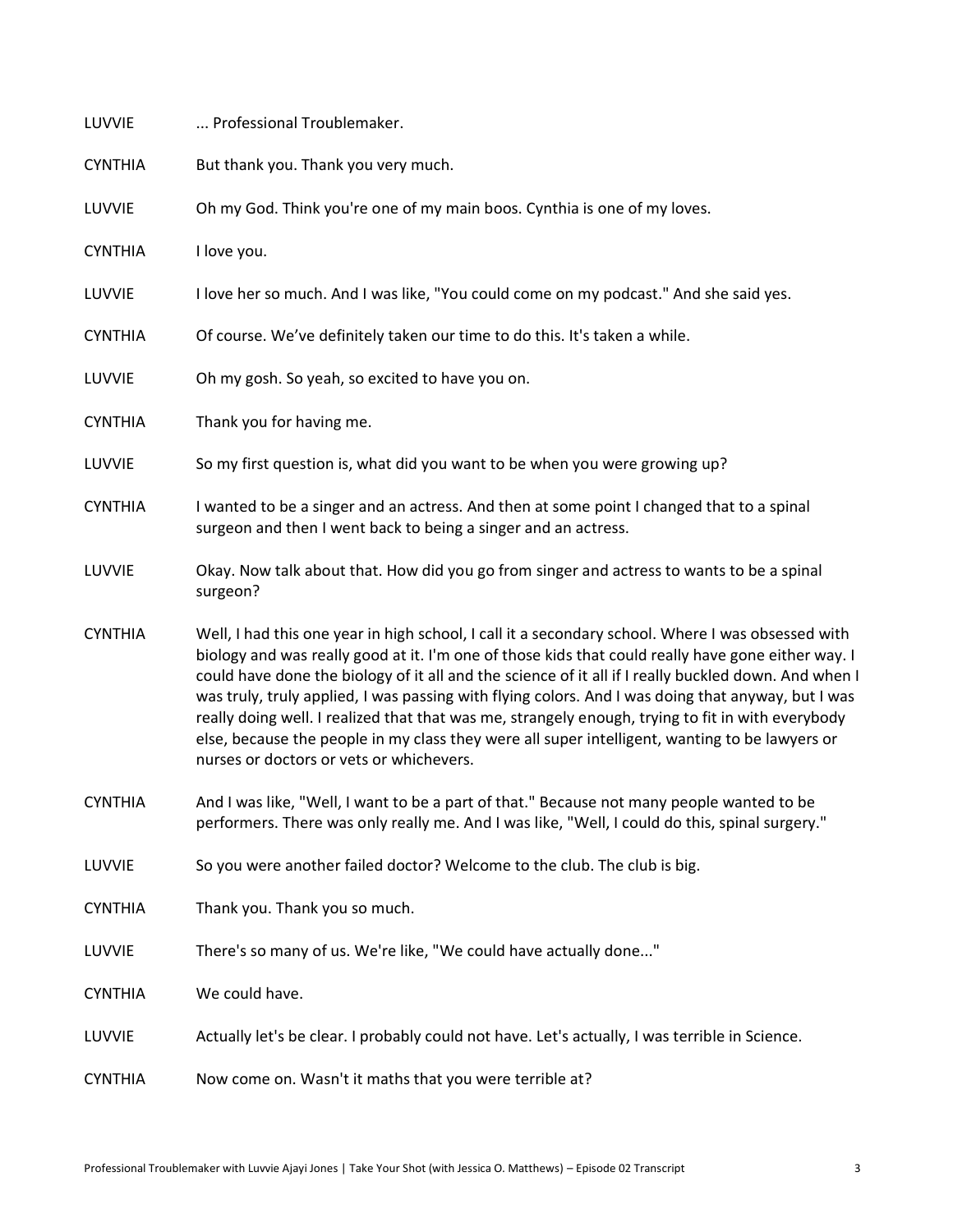LUVVIE ... Professional Troublemaker.

CYNTHIA But thank you. Thank you very much.

LUVVIE Oh my God. Think you're one of my main boos. Cynthia is one of my loves.

CYNTHIA I love you.

LUVVIE I love her so much. And I was like, "You could come on my podcast." And she said yes.

CYNTHIA Of course. We've definitely taken our time to do this. It's taken a while.

LUVVIE Oh my gosh. So yeah, so excited to have you on.

CYNTHIA Thank you for having me.

LUVVIE So my first question is, what did you want to be when you were growing up?

CYNTHIA I wanted to be a singer and an actress. And then at some point I changed that to a spinal surgeon and then I went back to being a singer and an actress.

LUVVIE Okay. Now talk about that. How did you go from singer and actress to wants to be a spinal surgeon?

CYNTHIA Well, I had this one year in high school, I call it a secondary school. Where I was obsessed with biology and was really good at it. I'm one of those kids that could really have gone either way. I could have done the biology of it all and the science of it all if I really buckled down. And when I was truly, truly applied, I was passing with flying colors. And I was doing that anyway, but I was really doing well. I realized that that was me, strangely enough, trying to fit in with everybody else, because the people in my class they were all super intelligent, wanting to be lawyers or nurses or doctors or vets or whichevers.

CYNTHIA And I was like, "Well, I want to be a part of that." Because not many people wanted to be performers. There was only really me. And I was like, "Well, I could do this, spinal surgery."

LUVVIE So you were another failed doctor? Welcome to the club. The club is big.

CYNTHIA Thank you. Thank you so much.

LUVVIE There's so many of us. We're like, "We could have actually done..."

CYNTHIA We could have.

LUVVIE Actually let's be clear. I probably could not have. Let's actually, I was terrible in Science.

CYNTHIA Now come on. Wasn't it maths that you were terrible at?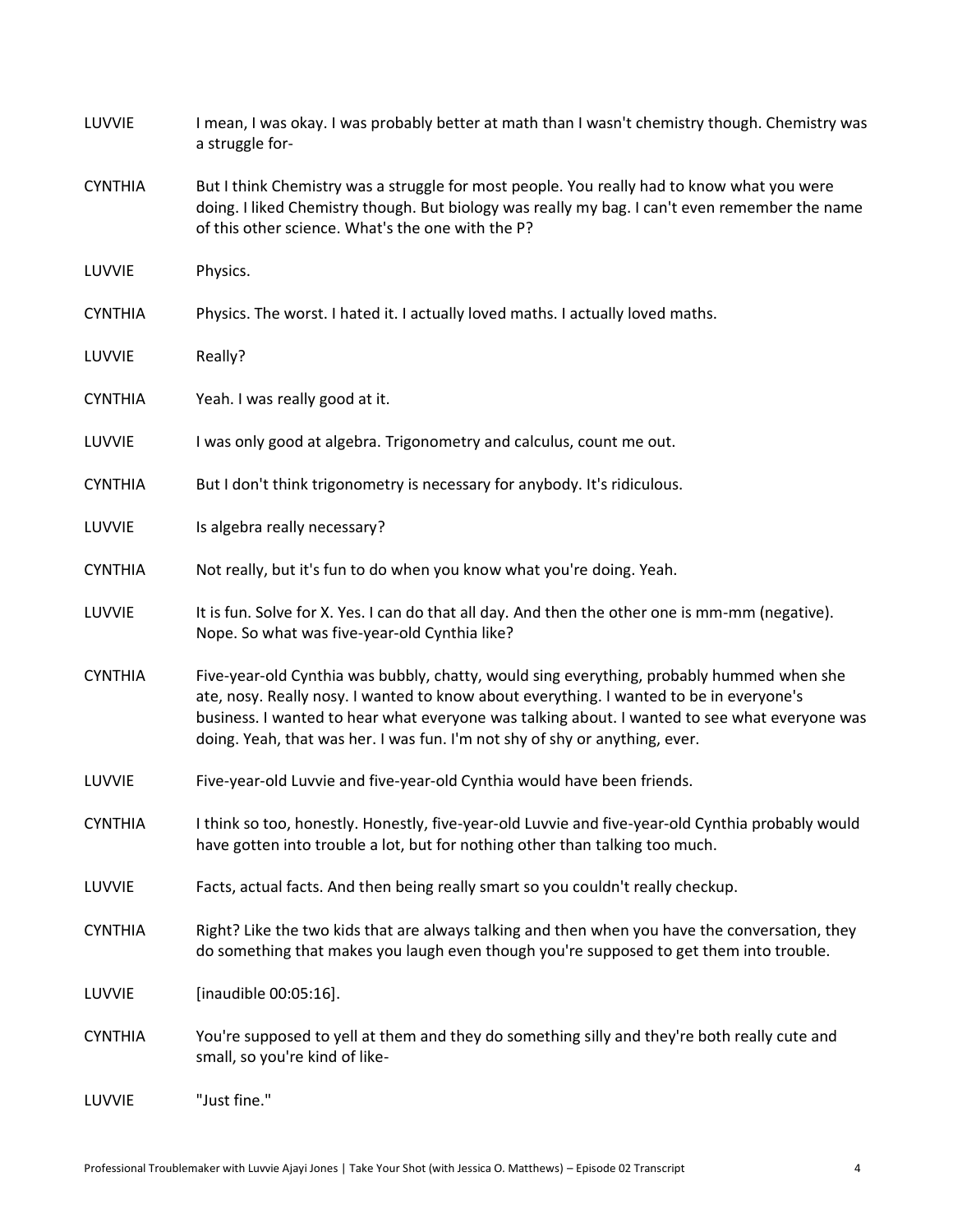**LUVVIE** I mean, I was okay. I was probably better at math than I wasn't chemistry though. Chemistry was a struggle for-

**CYNTHIA** But I think Chemistry was a struggle for most people. You really had to know what you were doing. I liked Chemistry though. But biology was really my bag. I can't even remember the name of this other science. What's the one with the P?

**LUVVIE** Physics.

**CYNTHIA** Physics. The worst. I hated it. I actually loved maths. I actually loved maths.

**LUVVIE** Really?

**CYNTHIA** Yeah. I was really good at it.

**LUVVIE** I was only good at algebra. Trigonometry and calculus, count me out.

**CYNTHIA** But I don't think trigonometry is necessary for anybody. It's ridiculous.

**LUVVIE** Is algebra really necessary?

**CYNTHIA** Not really, but it's fun to do when you know what you're doing. Yeah.

**LUVVIE** It is fun. Solve for X. Yes. I can do that all day. And then the other one is mm-mm (negative). Nope. So what was five-year-old Cynthia like?

**CYNTHIA** Five-year-old Cynthia was bubbly, chatty, would sing everything, probably hummed when she ate, nosy. Really nosy. I wanted to know about everything. I wanted to be in everyone's business. I wanted to hear what everyone was talking about. I wanted to see what everyone was doing. Yeah, that was her. I was fun. I'm not shy of shy or anything, ever.

**LUVVIE** Five-year-old Luvvie and five-year-old Cynthia would have been friends.

**CYNTHIA** I think so too, honestly. Honestly, five-year-old Luvvie and five-year-old Cynthia probably would have gotten into trouble a lot, but for nothing other than talking too much.

**LUVVIE** Facts, actual facts. And then being really smart so you couldn't really checkup.

**CYNTHIA** Right? Like the two kids that are always talking and then when you have the conversation, they do something that makes you laugh even though you're supposed to get them into trouble.

**LUVVIE** [inaudible 00:05:16].

**CYNTHIA** You're supposed to yell at them and they do something silly and they're both really cute and small, so you're kind of like-

**LUVVIE** "Just fine."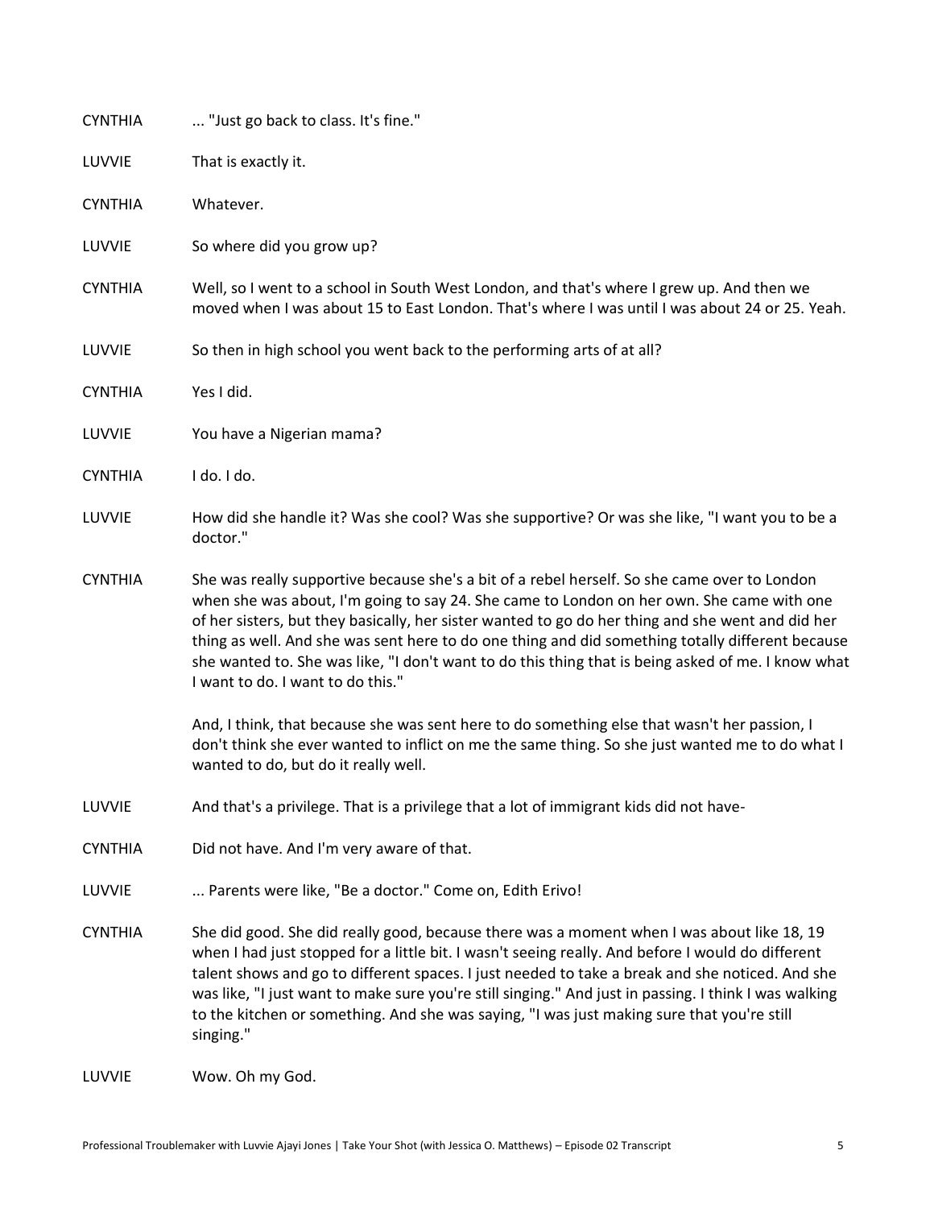CYNTHIA ... "Just go back to class. It's fine."

LUVVIE That is exactly it.

CYNTHIA Whatever.

LUVVIE So where did you grow up?

CYNTHIA Well, so I went to a school in South West London, and that's where I grew up. And then we moved when I was about 15 to East London. That's where I was until I was about 24 or 25. Yeah.

LUVVIE So then in high school you went back to the performing arts of at all?

CYNTHIA Yes I did.

LUVVIE You have a Nigerian mama?

CYNTHIA I do. I do.

LUVVIE How did she handle it? Was she cool? Was she supportive? Or was she like, "I want you to be a doctor."

CYNTHIA She was really supportive because she's a bit of a rebel herself. So she came over to London when she was about, I'm going to say 24. She came to London on her own. She came with one of her sisters, but they basically, her sister wanted to go do her thing and she went and did her thing as well. And she was sent here to do one thing and did something totally different because she wanted to. She was like, "I don't want to do this thing that is being asked of me. I know what I want to do. I want to do this."

And, I think, that because she was sent here to do something else that wasn't her passion, I don't think she ever wanted to inflict on me the same thing. So she just wanted me to do what I wanted to do, but do it really well.

LUVVIE And that's a privilege. That is a privilege that a lot of immigrant kids did not have-

CYNTHIA Did not have. And I'm very aware of that.

LUVVIE ... Parents were like, "Be a doctor." Come on, Edith Erivo!

CYNTHIA She did good. She did really good, because there was a moment when I was about like 18, 19 when I had just stopped for a little bit. I wasn't seeing really. And before I would do different talent shows and go to different spaces. I just needed to take a break and she noticed. And she was like, "I just want to make sure you're still singing." And just in passing. I think I was walking to the kitchen or something. And she was saying, "I was just making sure that you're still singing."

LUVVIE Wow. Oh my God.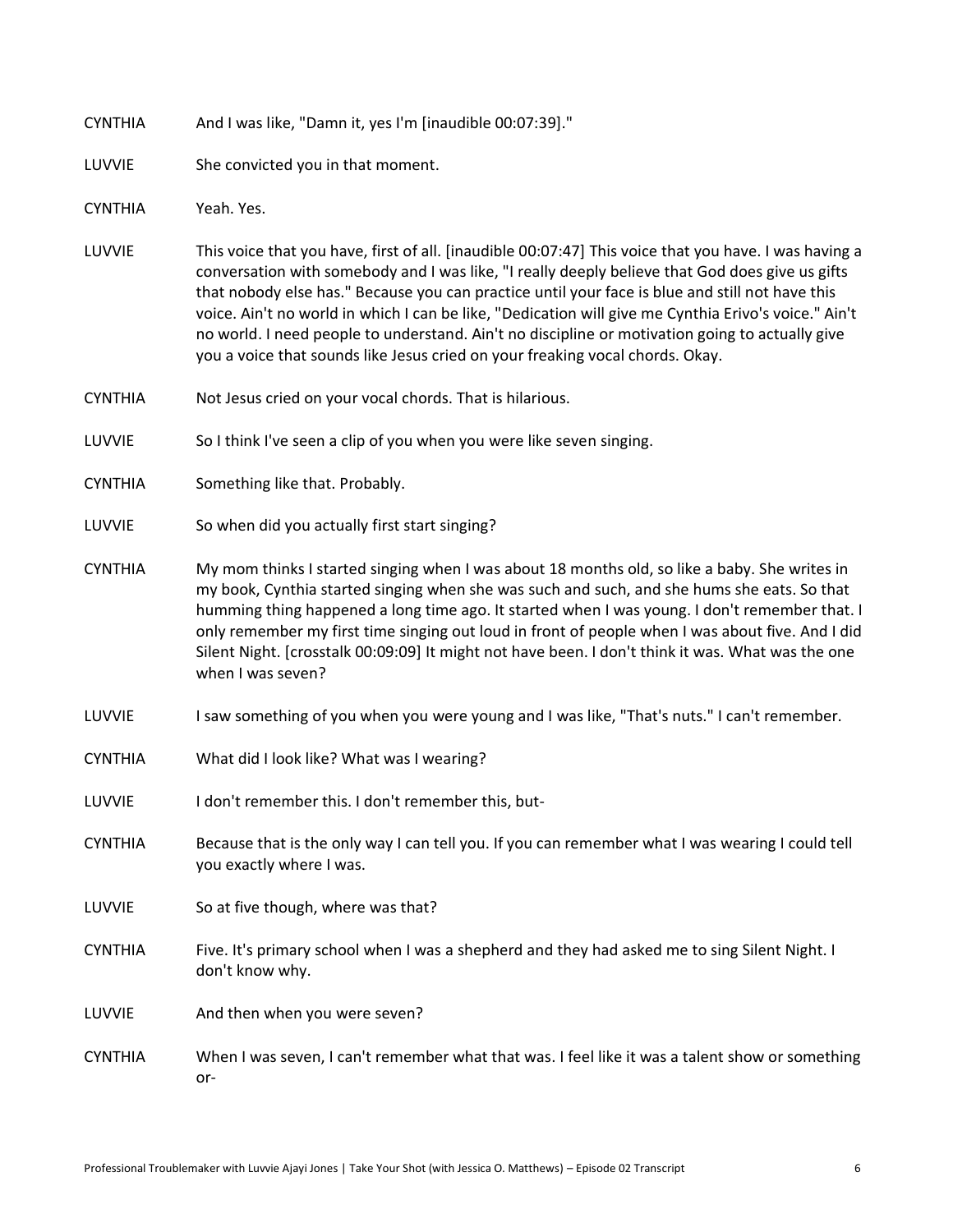CYNTHIA And I was like, "Damn it, yes I'm [inaudible 00:07:39]."

LUVVIE She convicted you in that moment.

CYNTHIA Yeah. Yes.

LUVVIE This voice that you have, first of all. [inaudible 00:07:47] This voice that you have. I was having a conversation with somebody and I was like, "I really deeply believe that God does give us gifts that nobody else has." Because you can practice until your face is blue and still not have this voice. Ain't no world in which I can be like, "Dedication will give me Cynthia Erivo's voice." Ain't no world. I need people to understand. Ain't no discipline or motivation going to actually give you a voice that sounds like Jesus cried on your freaking vocal chords. Okay.

CYNTHIA Not Jesus cried on your vocal chords. That is hilarious.

LUVVIE So I think I've seen a clip of you when you were like seven singing.

CYNTHIA Something like that. Probably.

LUVVIE So when did you actually first start singing?

CYNTHIA My mom thinks I started singing when I was about 18 months old, so like a baby. She writes in my book, Cynthia started singing when she was such and such, and she hums she eats. So that humming thing happened a long time ago. It started when I was young. I don't remember that. I only remember my first time singing out loud in front of people when I was about five. And I did Silent Night. [crosstalk 00:09:09] It might not have been. I don't think it was. What was the one when I was seven?

LUVVIE I saw something of you when you were young and I was like, "That's nuts." I can't remember.

CYNTHIA What did I look like? What was I wearing?

LUVVIE I don't remember this. I don't remember this, but-

CYNTHIA Because that is the only way I can tell you. If you can remember what I was wearing I could tell you exactly where I was.

LUVVIE So at five though, where was that?

CYNTHIA Five. It's primary school when I was a shepherd and they had asked me to sing Silent Night. I don't know why.

LUVVIE And then when you were seven?

CYNTHIA When I was seven, I can't remember what that was. I feel like it was a talent show or something or-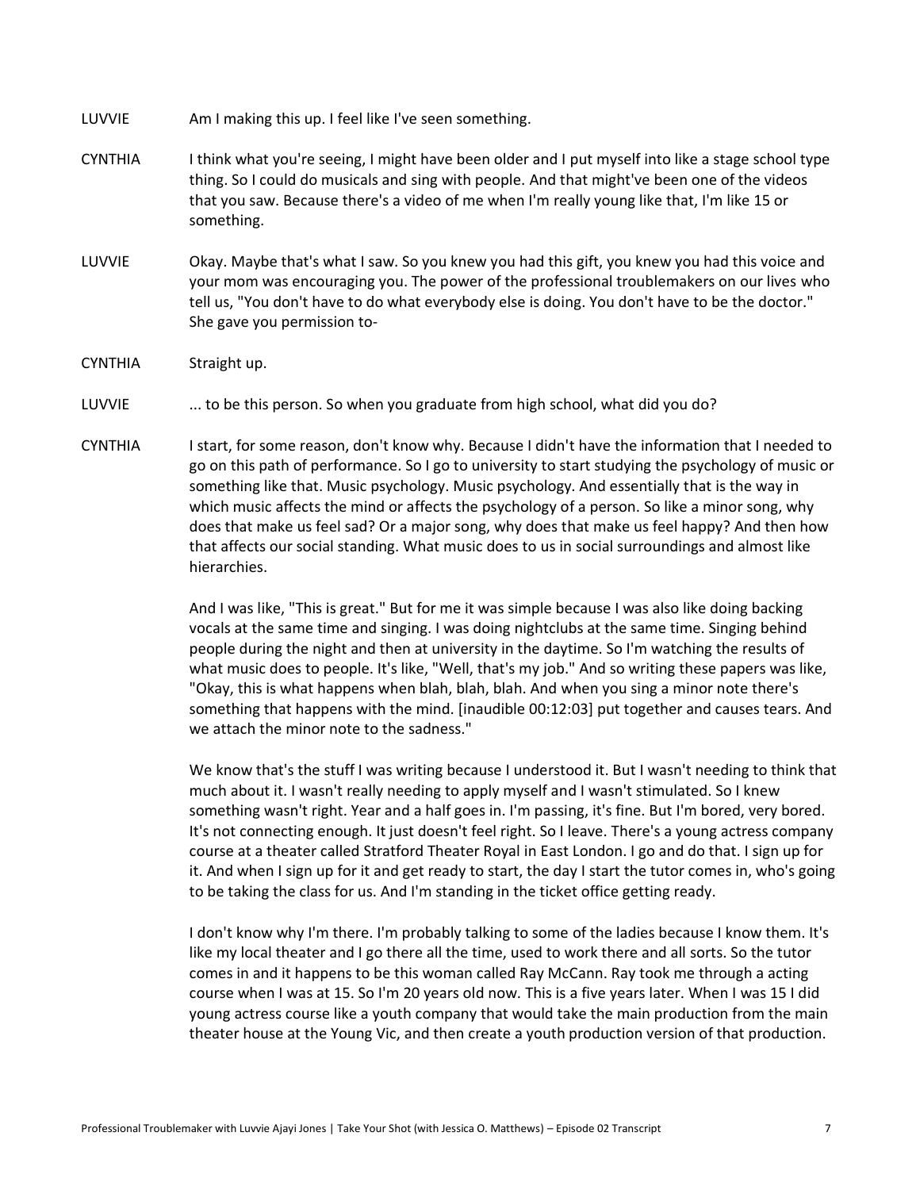LUVVIE Am I making this up. I feel like I've seen something.

CYNTHIA I think what you're seeing, I might have been older and I put myself into like a stage school type thing. So I could do musicals and sing with people. And that might've been one of the videos that you saw. Because there's a video of me when I'm really young like that, I'm like 15 or something.

LUVVIE Okay. Maybe that's what I saw. So you knew you had this gift, you knew you had this voice and your mom was encouraging you. The power of the professional troublemakers on our lives who tell us, "You don't have to do what everybody else is doing. You don't have to be the doctor." She gave you permission to-

CYNTHIA Straight up.

LUVVIE ... to be this person. So when you graduate from high school, what did you do?

CYNTHIA I start, for some reason, don't know why. Because I didn't have the information that I needed to go on this path of performance. So I go to university to start studying the psychology of music or something like that. Music psychology. Music psychology. And essentially that is the way in which music affects the mind or affects the psychology of a person. So like a minor song, why does that make us feel sad? Or a major song, why does that make us feel happy? And then how that affects our social standing. What music does to us in social surroundings and almost like hierarchies.

And I was like, "This is great." But for me it was simple because I was also like doing backing vocals at the same time and singing. I was doing nightclubs at the same time. Singing behind people during the night and then at university in the daytime. So I'm watching the results of what music does to people. It's like, "Well, that's my job." And so writing these papers was like, "Okay, this is what happens when blah, blah, blah. And when you sing a minor note there's something that happens with the mind. [inaudible 00:12:03] put together and causes tears. And we attach the minor note to the sadness."

We know that's the stuff I was writing because I understood it. But I wasn't needing to think that much about it. I wasn't really needing to apply myself and I wasn't stimulated. So I knew something wasn't right. Year and a half goes in. I'm passing, it's fine. But I'm bored, very bored. It's not connecting enough. It just doesn't feel right. So I leave. There's a young actress company course at a theater called Stratford Theater Royal in East London. I go and do that. I sign up for it. And when I sign up for it and get ready to start, the day I start the tutor comes in, who's going to be taking the class for us. And I'm standing in the ticket office getting ready.

I don't know why I'm there. I'm probably talking to some of the ladies because I know them. It's like my local theater and I go there all the time, used to work there and all sorts. So the tutor comes in and it happens to be this woman called Ray McCann. Ray took me through a acting course when I was at 15. So I'm 20 years old now. This is a five years later. When I was 15 I did young actress course like a youth company that would take the main production from the main theater house at the Young Vic, and then create a youth production version of that production.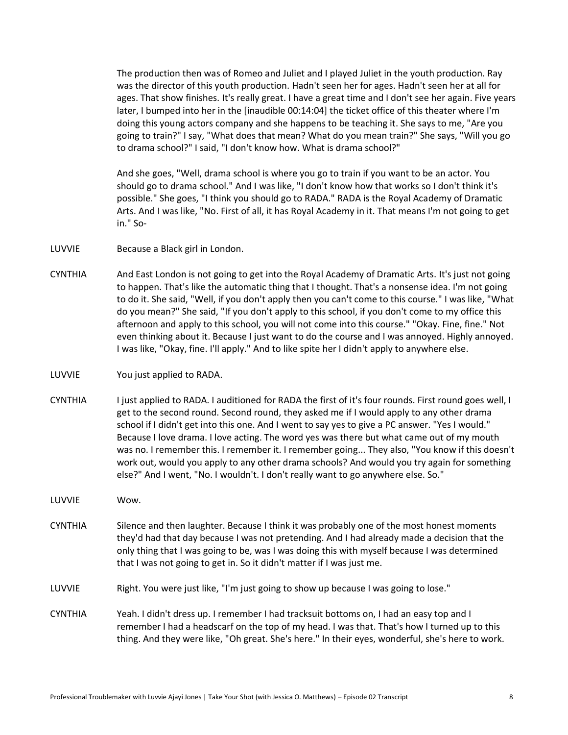The production then was of Romeo and Juliet and I played Juliet in the youth production. Ray was the director of this youth production. Hadn't seen her for ages. Hadn't seen her at all for ages. That show finishes. It's really great. I have a great time and I don't see her again. Five years later, I bumped into her in the [inaudible 00:14:04] the ticket office of this theater where I'm doing this young actors company and she happens to be teaching it. She says to me, "Are you going to train?" I say, "What does that mean? What do you mean train?" She says, "Will you go to drama school?" I said, "I don't know how. What is drama school?"

And she goes, "Well, drama school is where you go to train if you want to be an actor. You should go to drama school." And I was like, "I don't know how that works so I don't think it's possible." She goes, "I think you should go to RADA." RADA is the Royal Academy of Dramatic Arts. And I was like, "No. First of all, it has Royal Academy in it. That means I'm not going to get in." So-

LUVVIE Because a Black girl in London.

CYNTHIA And East London is not going to get into the Royal Academy of Dramatic Arts. It's just not going to happen. That's like the automatic thing that I thought. That's a nonsense idea. I'm not going to do it. She said, "Well, if you don't apply then you can't come to this course." I was like, "What do you mean?" She said, "If you don't apply to this school, if you don't come to my office this afternoon and apply to this school, you will not come into this course." "Okay. Fine, fine." Not even thinking about it. Because I just want to do the course and I was annoyed. Highly annoyed. I was like, "Okay, fine. I'll apply." And to like spite her I didn't apply to anywhere else.

LUVVIE You just applied to RADA.

CYNTHIA I just applied to RADA. I auditioned for RADA the first of it's four rounds. First round goes well, I get to the second round. Second round, they asked me if I would apply to any other drama school if I didn't get into this one. And I went to say yes to give a PC answer. "Yes I would." Because I love drama. I love acting. The word yes was there but what came out of my mouth was no. I remember this. I remember it. I remember going... They also, "You know if this doesn't work out, would you apply to any other drama schools? And would you try again for something else?" And I went, "No. I wouldn't. I don't really want to go anywhere else. So."

LUVVIE Wow.

CYNTHIA Silence and then laughter. Because I think it was probably one of the most honest moments they'd had that day because I was not pretending. And I had already made a decision that the only thing that I was going to be, was I was doing this with myself because I was determined that I was not going to get in. So it didn't matter if I was just me.

LUVVIE Right. You were just like, "I'm just going to show up because I was going to lose."

CYNTHIA Yeah. I didn't dress up. I remember I had tracksuit bottoms on, I had an easy top and I remember I had a headscarf on the top of my head. I was that. That's how I turned up to this thing. And they were like, "Oh great. She's here." In their eyes, wonderful, she's here to work.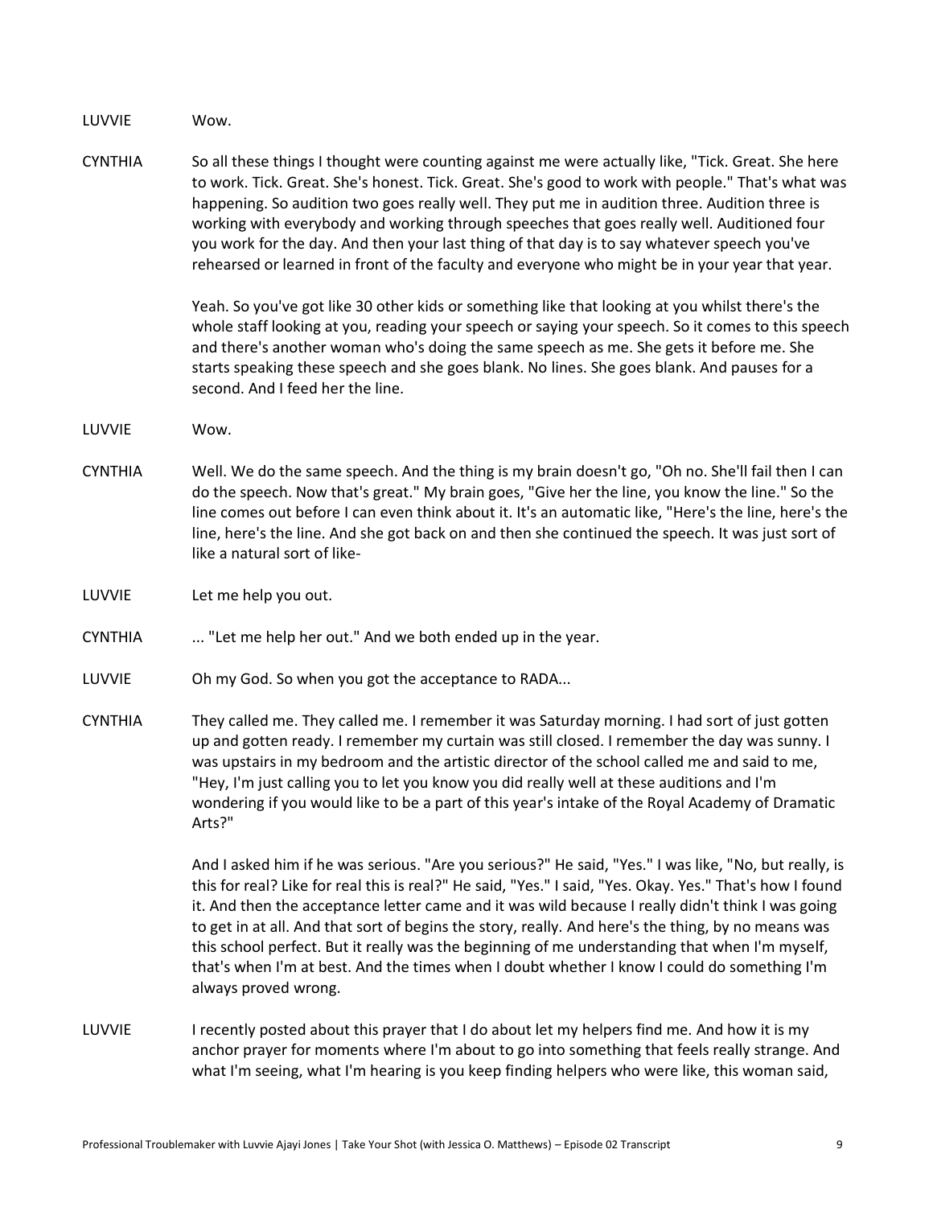LUVVIE Wow.

CYNTHIA So all these things I thought were counting against me were actually like, "Tick. Great. She here to work. Tick. Great. She's honest. Tick. Great. She's good to work with people." That's what was happening. So audition two goes really well. They put me in audition three. Audition three is working with everybody and working through speeches that goes really well. Auditioned four you work for the day. And then your last thing of that day is to say whatever speech you've rehearsed or learned in front of the faculty and everyone who might be in your year that year.

Yeah. So you've got like 30 other kids or something like that looking at you whilst there's the whole staff looking at you, reading your speech or saying your speech. So it comes to this speech and there's another woman who's doing the same speech as me. She gets it before me. She starts speaking these speech and she goes blank. No lines. She goes blank. And pauses for a second. And I feed her the line.

LUVVIE Wow.

CYNTHIA Well. We do the same speech. And the thing is my brain doesn't go, "Oh no. She'll fail then I can do the speech. Now that's great." My brain goes, "Give her the line, you know the line." So the line comes out before I can even think about it. It's an automatic like, "Here's the line, here's the line, here's the line. And she got back on and then she continued the speech. It was just sort of like a natural sort of like-

LUVVIE Let me help you out.

CYNTHIA ... "Let me help her out." And we both ended up in the year.

LUVVIE Oh my God. So when you got the acceptance to RADA...

CYNTHIA They called me. They called me. I remember it was Saturday morning. I had sort of just gotten up and gotten ready. I remember my curtain was still closed. I remember the day was sunny. I was upstairs in my bedroom and the artistic director of the school called me and said to me, "Hey, I'm just calling you to let you know you did really well at these auditions and I'm wondering if you would like to be a part of this year's intake of the Royal Academy of Dramatic Arts?"

And I asked him if he was serious. "Are you serious?" He said, "Yes." I was like, "No, but really, is this for real? Like for real this is real?" He said, "Yes." I said, "Yes. Okay. Yes." That's how I found it. And then the acceptance letter came and it was wild because I really didn't think I was going to get in at all. And that sort of begins the story, really. And here's the thing, by no means was this school perfect. But it really was the beginning of me understanding that when I'm myself, that's when I'm at best. And the times when I doubt whether I know I could do something I'm always proved wrong.

LUVVIE I recently posted about this prayer that I do about let my helpers find me. And how it is my anchor prayer for moments where I'm about to go into something that feels really strange. And what I'm seeing, what I'm hearing is you keep finding helpers who were like, this woman said,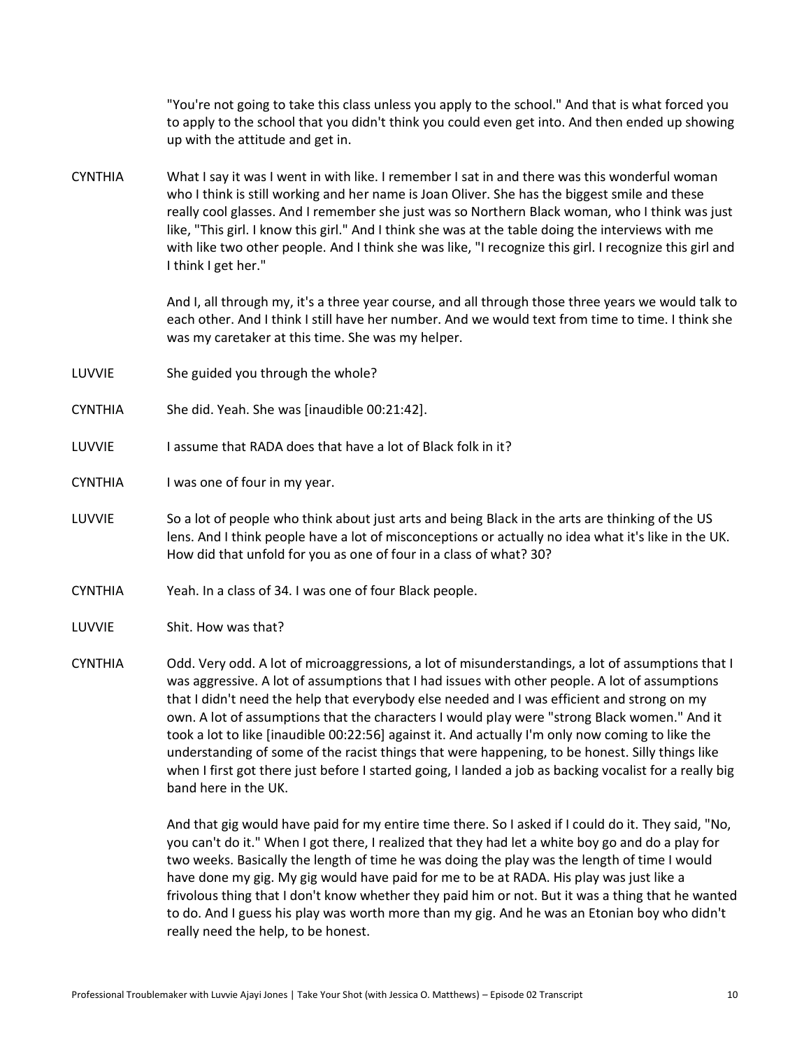"You're not going to take this class unless you apply to the school." And that is what forced you to apply to the school that you didn't think you could even get into. And then ended up showing up with the attitude and get in.

CYNTHIA What I say it was I went in with like. I remember I sat in and there was this wonderful woman who I think is still working and her name is Joan Oliver. She has the biggest smile and these really cool glasses. And I remember she just was so Northern Black woman, who I think was just like, "This girl. I know this girl." And I think she was at the table doing the interviews with me with like two other people. And I think she was like, "I recognize this girl. I recognize this girl and I think I get her."

And I, all through my, it's a three year course, and all through those three years we would talk to each other. And I think I still have her number. And we would text from time to time. I think she was my caretaker at this time. She was my helper.

LUVVIE She guided you through the whole?

CYNTHIA She did. Yeah. She was [inaudible 00:21:42].

LUVVIE I assume that RADA does that have a lot of Black folk in it?

CYNTHIA I was one of four in my year.

LUVVIE So a lot of people who think about just arts and being Black in the arts are thinking of the US lens. And I think people have a lot of misconceptions or actually no idea what it's like in the UK. How did that unfold for you as one of four in a class of what? 30?

CYNTHIA Yeah. In a class of 34. I was one of four Black people.

LUVVIE Shit. How was that?

CYNTHIA Odd. Very odd. A lot of microaggressions, a lot of misunderstandings, a lot of assumptions that I was aggressive. A lot of assumptions that I had issues with other people. A lot of assumptions that I didn't need the help that everybody else needed and I was efficient and strong on my own. A lot of assumptions that the characters I would play were "strong Black women." And it took a lot to like [inaudible 00:22:56] against it. And actually I'm only now coming to like the understanding of some of the racist things that were happening, to be honest. Silly things like when I first got there just before I started going, I landed a job as backing vocalist for a really big band here in the UK.

And that gig would have paid for my entire time there. So I asked if I could do it. They said, "No, you can't do it." When I got there, I realized that they had let a white boy go and do a play for two weeks. Basically the length of time he was doing the play was the length of time I would have done my gig. My gig would have paid for me to be at RADA. His play was just like a frivolous thing that I don't know whether they paid him or not. But it was a thing that he wanted to do. And I guess his play was worth more than my gig. And he was an Etonian boy who didn't really need the help, to be honest.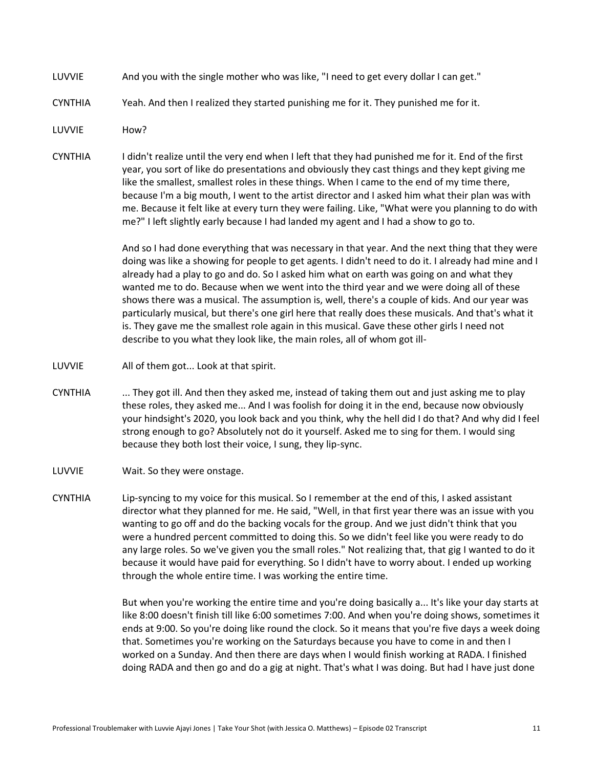LUVVIE And you with the single mother who was like, "I need to get every dollar I can get."

CYNTHIA Yeah. And then I realized they started punishing me for it. They punished me for it.

LUVVIE How?

CYNTHIA I didn't realize until the very end when I left that they had punished me for it. End of the first year, you sort of like do presentations and obviously they cast things and they kept giving me like the smallest, smallest roles in these things. When I came to the end of my time there, because I'm a big mouth, I went to the artist director and I asked him what their plan was with me. Because it felt like at every turn they were failing. Like, "What were you planning to do with me?" I left slightly early because I had landed my agent and I had a show to go to.

And so I had done everything that was necessary in that year. And the next thing that they were doing was like a showing for people to get agents. I didn't need to do it. I already had mine and I already had a play to go and do. So I asked him what on earth was going on and what they wanted me to do. Because when we went into the third year and we were doing all of these shows there was a musical. The assumption is, well, there's a couple of kids. And our year was particularly musical, but there's one girl here that really does these musicals. And that's what it is. They gave me the smallest role again in this musical. Gave these other girls I need not describe to you what they look like, the main roles, all of whom got ill-

LUVVIE All of them got... Look at that spirit.

CYNTHIA ... They got ill. And then they asked me, instead of taking them out and just asking me to play these roles, they asked me... And I was foolish for doing it in the end, because now obviously your hindsight's 2020, you look back and you think, why the hell did I do that? And why did I feel strong enough to go? Absolutely not do it yourself. Asked me to sing for them. I would sing because they both lost their voice, I sung, they lip-sync.

LUVVIE Wait. So they were onstage.

CYNTHIA Lip-syncing to my voice for this musical. So I remember at the end of this, I asked assistant director what they planned for me. He said, "Well, in that first year there was an issue with you wanting to go off and do the backing vocals for the group. And we just didn't think that you were a hundred percent committed to doing this. So we didn't feel like you were ready to do any large roles. So we've given you the small roles." Not realizing that, that gig I wanted to do it because it would have paid for everything. So I didn't have to worry about. I ended up working through the whole entire time. I was working the entire time.

But when you're working the entire time and you're doing basically a... It's like your day starts at like 8:00 doesn't finish till like 6:00 sometimes 7:00. And when you're doing shows, sometimes it ends at 9:00. So you're doing like round the clock. So it means that you're five days a week doing that. Sometimes you're working on the Saturdays because you have to come in and then I worked on a Sunday. And then there are days when I would finish working at RADA. I finished doing RADA and then go and do a gig at night. That's what I was doing. But had I have just done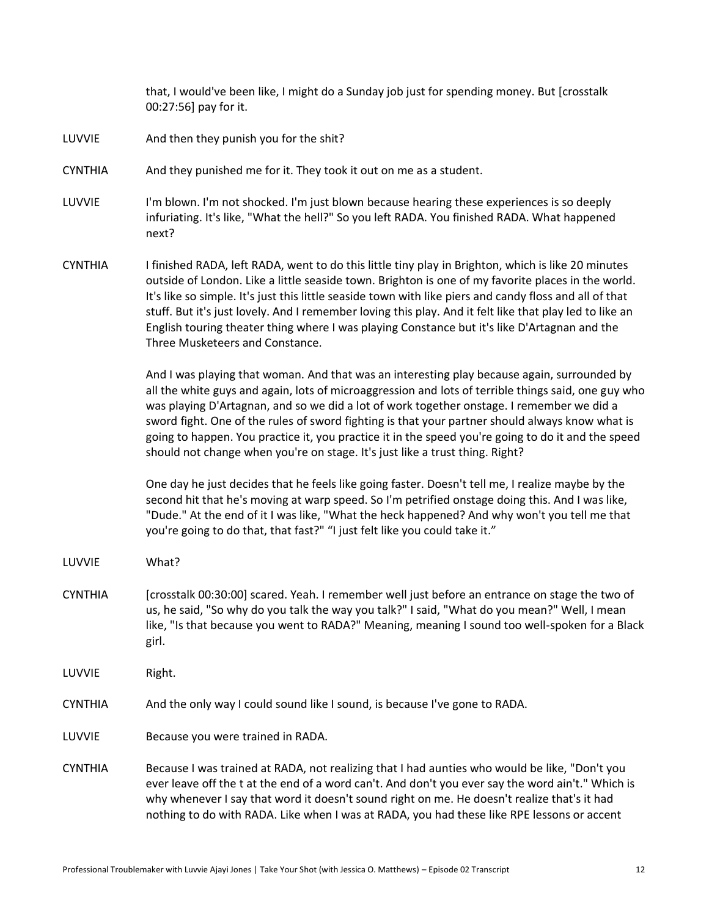that, I would've been like, I might do a Sunday job just for spending money. But [crosstalk 00:27:56] pay for it.

LUVVIE And then they punish you for the shit?

CYNTHIA And they punished me for it. They took it out on me as a student.

LUVVIE I'm blown. I'm not shocked. I'm just blown because hearing these experiences is so deeply infuriating. It's like, "What the hell?" So you left RADA. You finished RADA. What happened next?

CYNTHIA I finished RADA, left RADA, went to do this little tiny play in Brighton, which is like 20 minutes outside of London. Like a little seaside town. Brighton is one of my favorite places in the world. It's like so simple. It's just this little seaside town with like piers and candy floss and all of that stuff. But it's just lovely. And I remember loving this play. And it felt like that play led to like an English touring theater thing where I was playing Constance but it's like D'Artagnan and the Three Musketeers and Constance.

And I was playing that woman. And that was an interesting play because again, surrounded by all the white guys and again, lots of microaggression and lots of terrible things said, one guy who was playing D'Artagnan, and so we did a lot of work together onstage. I remember we did a sword fight. One of the rules of sword fighting is that your partner should always know what is going to happen. You practice it, you practice it in the speed you're going to do it and the speed should not change when you're on stage. It's just like a trust thing. Right?

One day he just decides that he feels like going faster. Doesn't tell me, I realize maybe by the second hit that he's moving at warp speed. So I'm petrified onstage doing this. And I was like, "Dude." At the end of it I was like, "What the heck happened? And why won't you tell me that you're going to do that, that fast?" "I just felt like you could take it."

LUVVIE What?

CYNTHIA [crosstalk 00:30:00] scared. Yeah. I remember well just before an entrance on stage the two of us, he said, "So why do you talk the way you talk?" I said, "What do you mean?" Well, I mean like, "Is that because you went to RADA?" Meaning, meaning I sound too well-spoken for a Black girl.

LUVVIE Right.

CYNTHIA And the only way I could sound like I sound, is because I've gone to RADA.

LUVVIE Because you were trained in RADA.

CYNTHIA Because I was trained at RADA, not realizing that I had aunties who would be like, "Don't you ever leave off the t at the end of a word can't. And don't you ever say the word ain't." Which is why whenever I say that word it doesn't sound right on me. He doesn't realize that's it had nothing to do with RADA. Like when I was at RADA, you had these like RPE lessons or accent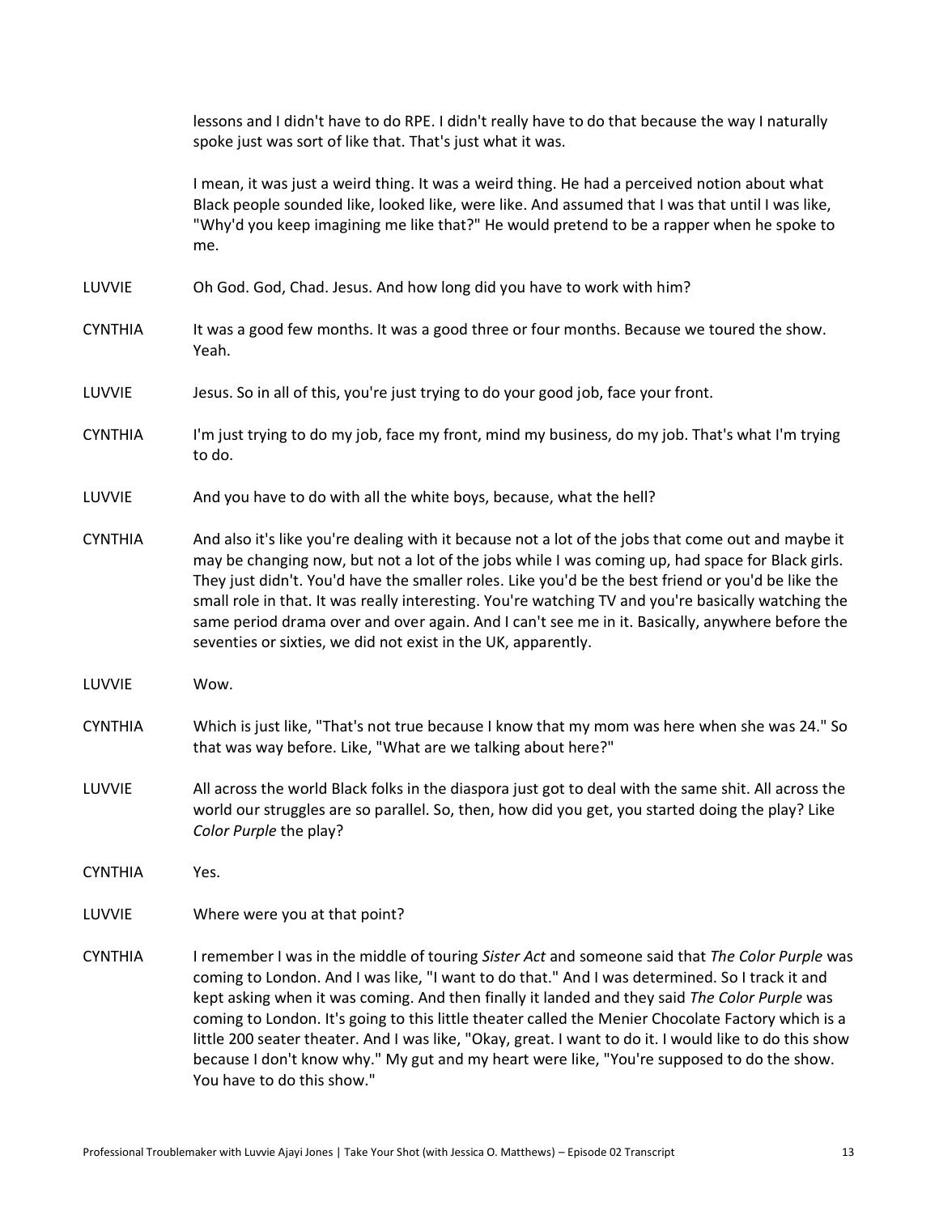lessons and I didn't have to do RPE. I didn't really have to do that because the way I naturally spoke just was sort of like that. That's just what it was.

I mean, it was just a weird thing. It was a weird thing. He had a perceived notion about what Black people sounded like, looked like, were like. And assumed that I was that until I was like, "Why'd you keep imagining me like that?" He would pretend to be a rapper when he spoke to me.

LUVVIE Oh God. God, Chad. Jesus. And how long did you have to work with him?

CYNTHIA It was a good few months. It was a good three or four months. Because we toured the show. Yeah.

LUVVIE Jesus. So in all of this, you're just trying to do your good job, face your front.

CYNTHIA I'm just trying to do my job, face my front, mind my business, do my job. That's what I'm trying to do.

LUVVIE And you have to do with all the white boys, because, what the hell?

CYNTHIA And also it's like you're dealing with it because not a lot of the jobs that come out and maybe it may be changing now, but not a lot of the jobs while I was coming up, had space for Black girls. They just didn't. You'd have the smaller roles. Like you'd be the best friend or you'd be like the small role in that. It was really interesting. You're watching TV and you're basically watching the same period drama over and over again. And I can't see me in it. Basically, anywhere before the seventies or sixties, we did not exist in the UK, apparently.

LUVVIE Wow.

CYNTHIA Which is just like, "That's not true because I know that my mom was here when she was 24." So that was way before. Like, "What are we talking about here?"

LUVVIE All across the world Black folks in the diaspora just got to deal with the same shit. All across the world our struggles are so parallel. So, then, how did you get, you started doing the play? Like *Color Purple* the play?

CYNTHIA Yes.

LUVVIE Where were you at that point?

CYNTHIA I remember I was in the middle of touring *Sister Act* and someone said that *The Color Purple* was coming to London. And I was like, "I want to do that." And I was determined. So I track it and kept asking when it was coming. And then finally it landed and they said *The Color Purple* was coming to London. It's going to this little theater called the Menier Chocolate Factory which is a little 200 seater theater. And I was like, "Okay, great. I want to do it. I would like to do this show because I don't know why." My gut and my heart were like, "You're supposed to do the show. You have to do this show."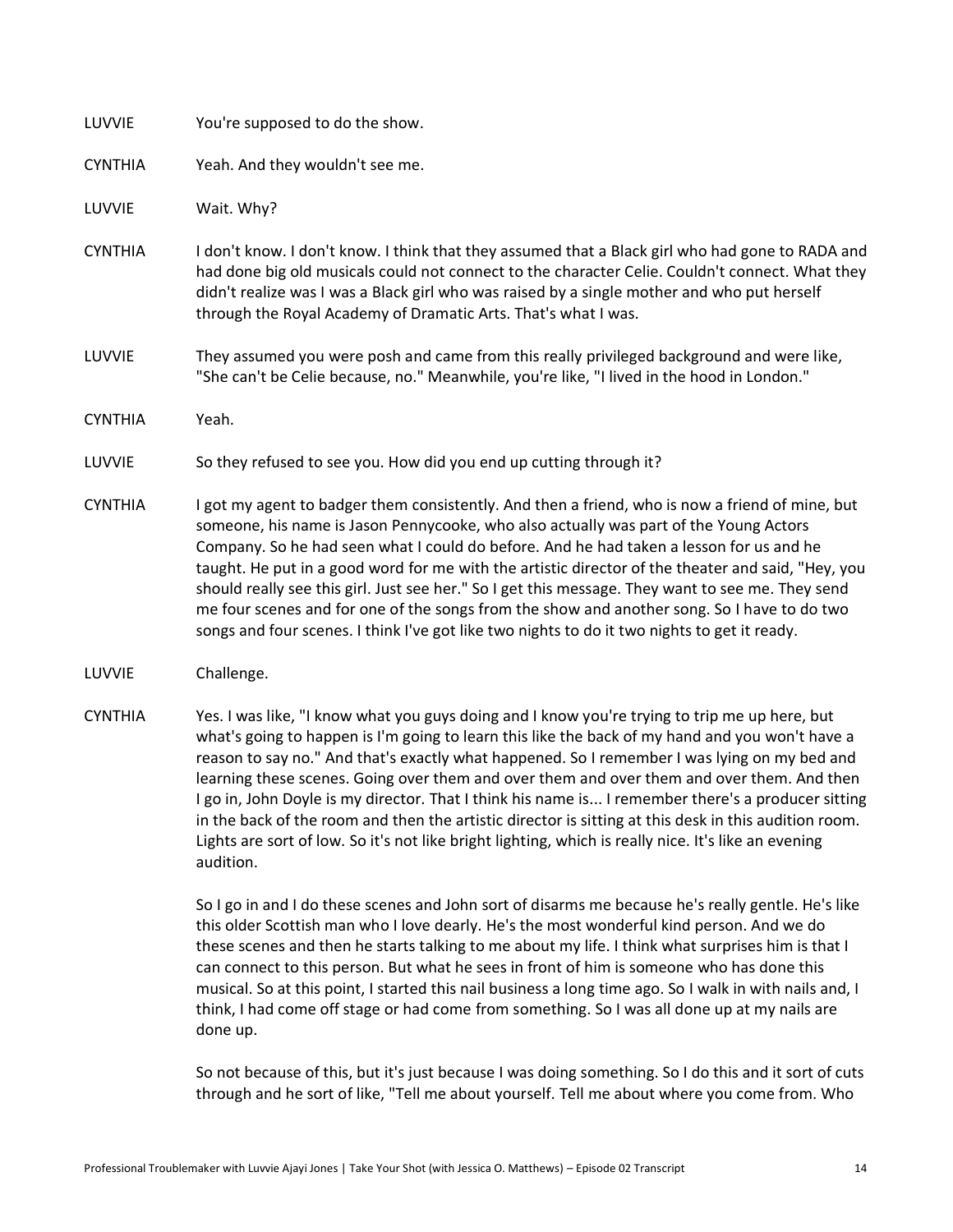LUVVIE You're supposed to do the show.

CYNTHIA Yeah. And they wouldn't see me.

LUVVIE Wait. Why?

CYNTHIA I don't know. I don't know. I think that they assumed that a Black girl who had gone to RADA and had done big old musicals could not connect to the character Celie. Couldn't connect. What they didn't realize was I was a Black girl who was raised by a single mother and who put herself through the Royal Academy of Dramatic Arts. That's what I was.

LUVVIE They assumed you were posh and came from this really privileged background and were like, "She can't be Celie because, no." Meanwhile, you're like, "I lived in the hood in London."

CYNTHIA Yeah.

LUVVIE So they refused to see you. How did you end up cutting through it?

CYNTHIA I got my agent to badger them consistently. And then a friend, who is now a friend of mine, but someone, his name is Jason Pennycooke, who also actually was part of the Young Actors Company. So he had seen what I could do before. And he had taken a lesson for us and he taught. He put in a good word for me with the artistic director of the theater and said, "Hey, you should really see this girl. Just see her." So I get this message. They want to see me. They send me four scenes and for one of the songs from the show and another song. So I have to do two songs and four scenes. I think I've got like two nights to do it two nights to get it ready.

LUVVIE Challenge.

CYNTHIA Yes. I was like, "I know what you guys doing and I know you're trying to trip me up here, but what's going to happen is I'm going to learn this like the back of my hand and you won't have a reason to say no." And that's exactly what happened. So I remember I was lying on my bed and learning these scenes. Going over them and over them and over them and over them. And then I go in, John Doyle is my director. That I think his name is... I remember there's a producer sitting in the back of the room and then the artistic director is sitting at this desk in this audition room. Lights are sort of low. So it's not like bright lighting, which is really nice. It's like an evening audition.

So I go in and I do these scenes and John sort of disarms me because he's really gentle. He's like this older Scottish man who I love dearly. He's the most wonderful kind person. And we do these scenes and then he starts talking to me about my life. I think what surprises him is that I can connect to this person. But what he sees in front of him is someone who has done this musical. So at this point, I started this nail business a long time ago. So I walk in with nails and, I think, I had come off stage or had come from something. So I was all done up at my nails are done up.

So not because of this, but it's just because I was doing something. So I do this and it sort of cuts through and he sort of like, "Tell me about yourself. Tell me about where you come from. Who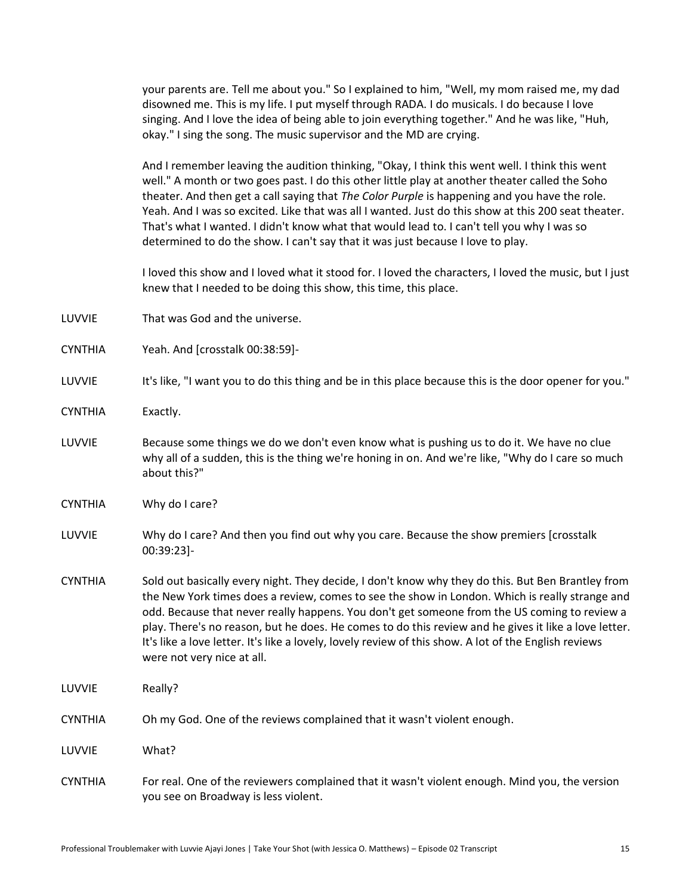your parents are. Tell me about you." So I explained to him, "Well, my mom raised me, my dad disowned me. This is my life. I put myself through RADA. I do musicals. I do because I love singing. And I love the idea of being able to join everything together." And he was like, "Huh, okay." I sing the song. The music supervisor and the MD are crying.

And I remember leaving the audition thinking, "Okay, I think this went well. I think this went well." A month or two goes past. I do this other little play at another theater called the Soho theater. And then get a call saying that *The Color Purple* is happening and you have the role. Yeah. And I was so excited. Like that was all I wanted. Just do this show at this 200 seat theater. That's what I wanted. I didn't know what that would lead to. I can't tell you why I was so determined to do the show. I can't say that it was just because I love to play.

I loved this show and I loved what it stood for. I loved the characters, I loved the music, but I just knew that I needed to be doing this show, this time, this place.

LUVVIE That was God and the universe.

CYNTHIA Yeah. And [crosstalk 00:38:59]-

LUVVIE It's like, "I want you to do this thing and be in this place because this is the door opener for you."

CYNTHIA Exactly.

LUVVIE Because some things we do we don't even know what is pushing us to do it. We have no clue why all of a sudden, this is the thing we're honing in on. And we're like, "Why do I care so much about this?"

CYNTHIA Why do I care?

LUVVIE Why do I care? And then you find out why you care. Because the show premiers [crosstalk 00:39:23]-

CYNTHIA Sold out basically every night. They decide, I don't know why they do this. But Ben Brantley from the New York times does a review, comes to see the show in London. Which is really strange and odd. Because that never really happens. You don't get someone from the US coming to review a play. There's no reason, but he does. He comes to do this review and he gives it like a love letter. It's like a love letter. It's like a lovely, lovely review of this show. A lot of the English reviews were not very nice at all.

LUVVIE Really?

CYNTHIA Oh my God. One of the reviews complained that it wasn't violent enough.

LUVVIE What?

CYNTHIA For real. One of the reviewers complained that it wasn't violent enough. Mind you, the version you see on Broadway is less violent.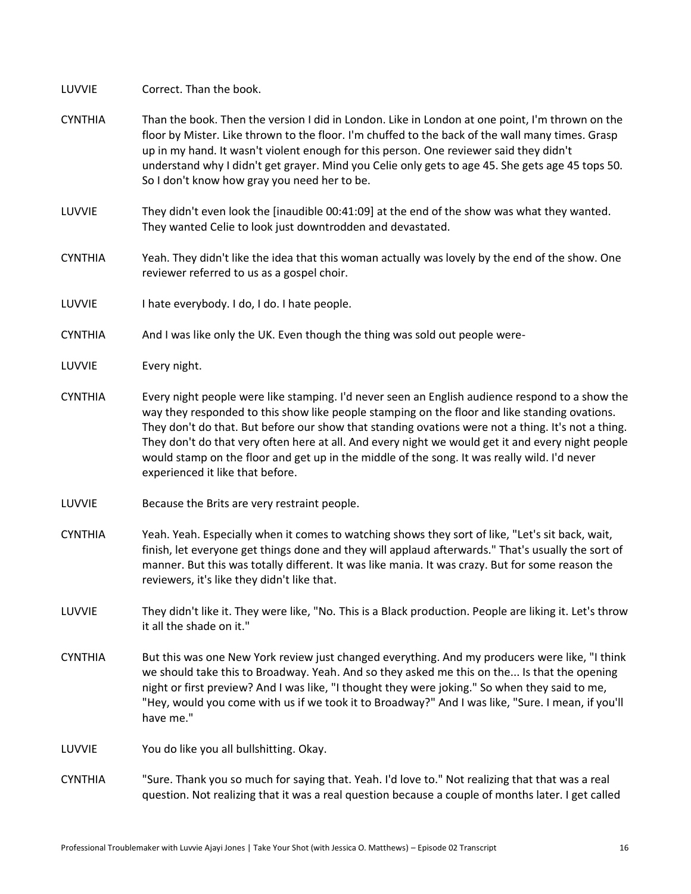LUVVIE Correct. Than the book.

CYNTHIA Than the book. Then the version I did in London. Like in London at one point, I'm thrown on the floor by Mister. Like thrown to the floor. I'm chuffed to the back of the wall many times. Grasp up in my hand. It wasn't violent enough for this person. One reviewer said they didn't understand why I didn't get grayer. Mind you Celie only gets to age 45. She gets age 45 tops 50. So I don't know how gray you need her to be.

LUVVIE They didn't even look the [inaudible 00:41:09] at the end of the show was what they wanted. They wanted Celie to look just downtrodden and devastated.

CYNTHIA Yeah. They didn't like the idea that this woman actually was lovely by the end of the show. One reviewer referred to us as a gospel choir.

LUVVIE I hate everybody. I do, I do. I hate people.

CYNTHIA And I was like only the UK. Even though the thing was sold out people were-

LUVVIE Every night.

CYNTHIA Every night people were like stamping. I'd never seen an English audience respond to a show the way they responded to this show like people stamping on the floor and like standing ovations. They don't do that. But before our show that standing ovations were not a thing. It's not a thing. They don't do that very often here at all. And every night we would get it and every night people would stamp on the floor and get up in the middle of the song. It was really wild. I'd never experienced it like that before.

LUVVIE Because the Brits are very restraint people.

CYNTHIA Yeah. Yeah. Especially when it comes to watching shows they sort of like, "Let's sit back, wait, finish, let everyone get things done and they will applaud afterwards." That's usually the sort of manner. But this was totally different. It was like mania. It was crazy. But for some reason the reviewers, it's like they didn't like that.

LUVVIE They didn't like it. They were like, "No. This is a Black production. People are liking it. Let's throw it all the shade on it."

CYNTHIA But this was one New York review just changed everything. And my producers were like, "I think we should take this to Broadway. Yeah. And so they asked me this on the... Is that the opening night or first preview? And I was like, "I thought they were joking." So when they said to me, "Hey, would you come with us if we took it to Broadway?" And I was like, "Sure. I mean, if you'll have me."

LUVVIE You do like you all bullshitting. Okay.

CYNTHIA "Sure. Thank you so much for saying that. Yeah. I'd love to." Not realizing that that was a real question. Not realizing that it was a real question because a couple of months later. I get called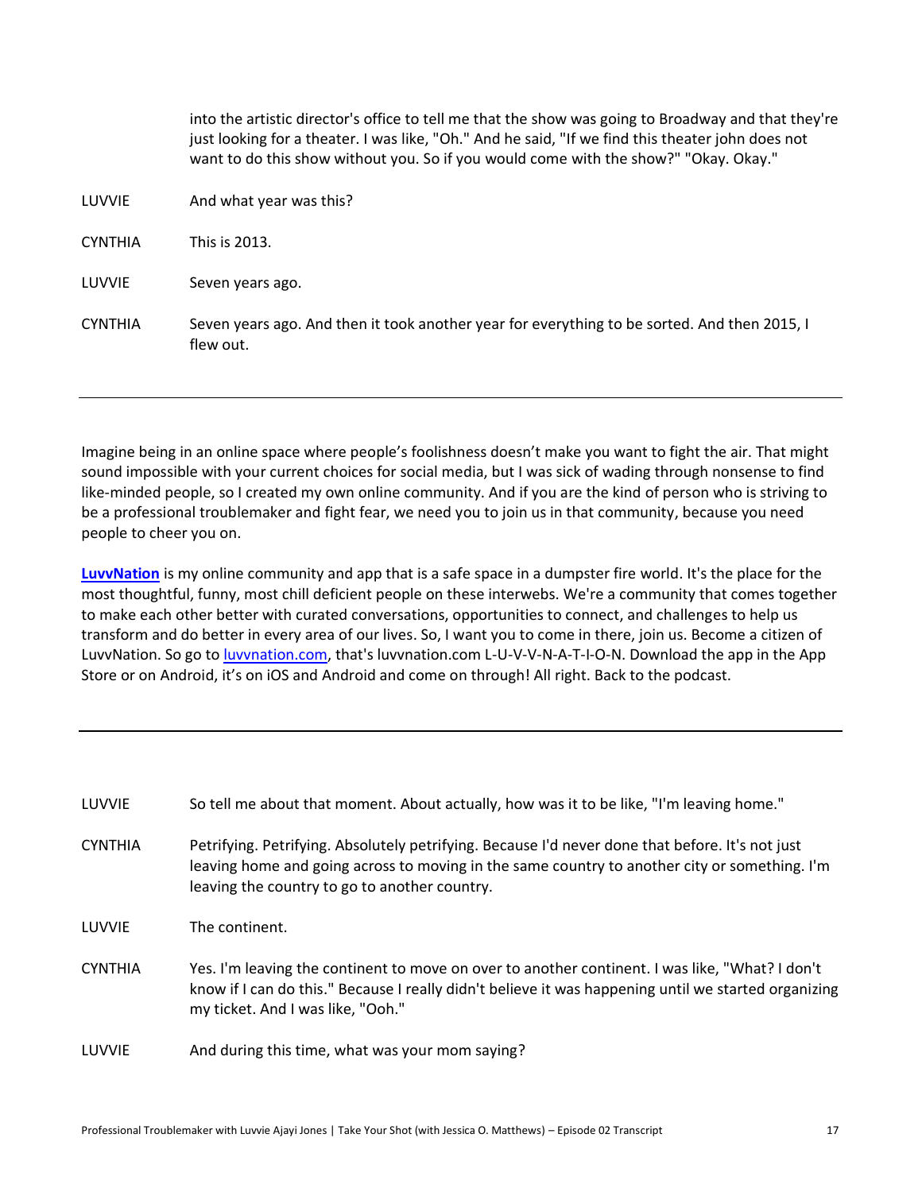into the artistic director's office to tell me that the show was going to Broadway and that they're just looking for a theater. I was like, "Oh." And he said, "If we find this theater john does not want to do this show without you. So if you would come with the show?" "Okay. Okay."

LUVVIE And what year was this?

CYNTHIA This is 2013.

LUVVIE Seven years ago.

CYNTHIA Seven years ago. And then it took another year for everything to be sorted. And then 2015, I flew out.

---

Imagine being in an online space where people's foolishness doesn't make you want to fight the air. That might sound impossible with your current choices for social media, but I was sick of wading through nonsense to find like-minded people, so I created my own online community. And if you are the kind of person who is striving to be a professional troublemaker and fight fear, we need you to join us in that community, because you need people to cheer you on.

**LuvvNation** is my online community and app that is a safe space in a dumpster fire world. It's the place for the most thoughtful, funny, most chill deficient people on these interwebs. We're a community that comes together to make each other better with curated conversations, opportunities to connect, and challenges to help us transform and do better in every area of our lives. So, I want you to come in there, join us. Become a citizen of LuvvNation. So go to luvvnation.com, that's luvvnation.com L-U-V-V-N-A-T-I-O-N. Download the app in the App Store or on Android, it's on iOS and Android and come on through! All right. Back to the podcast.

---

LUVVIE So tell me about that moment. About actually, how was it to be like, "I'm leaving home."

CYNTHIA Petrifying. Petrifying. Absolutely petrifying. Because I'd never done that before. It's not just leaving home and going across to moving in the same country to another city or something. I'm leaving the country to go to another country.

LUVVIE The continent.

CYNTHIA Yes. I'm leaving the continent to move on over to another continent. I was like, "What? I don't know if I can do this." Because I really didn't believe it was happening until we started organizing my ticket. And I was like, "Ooh."

LUVVIE And during this time, what was your mom saying?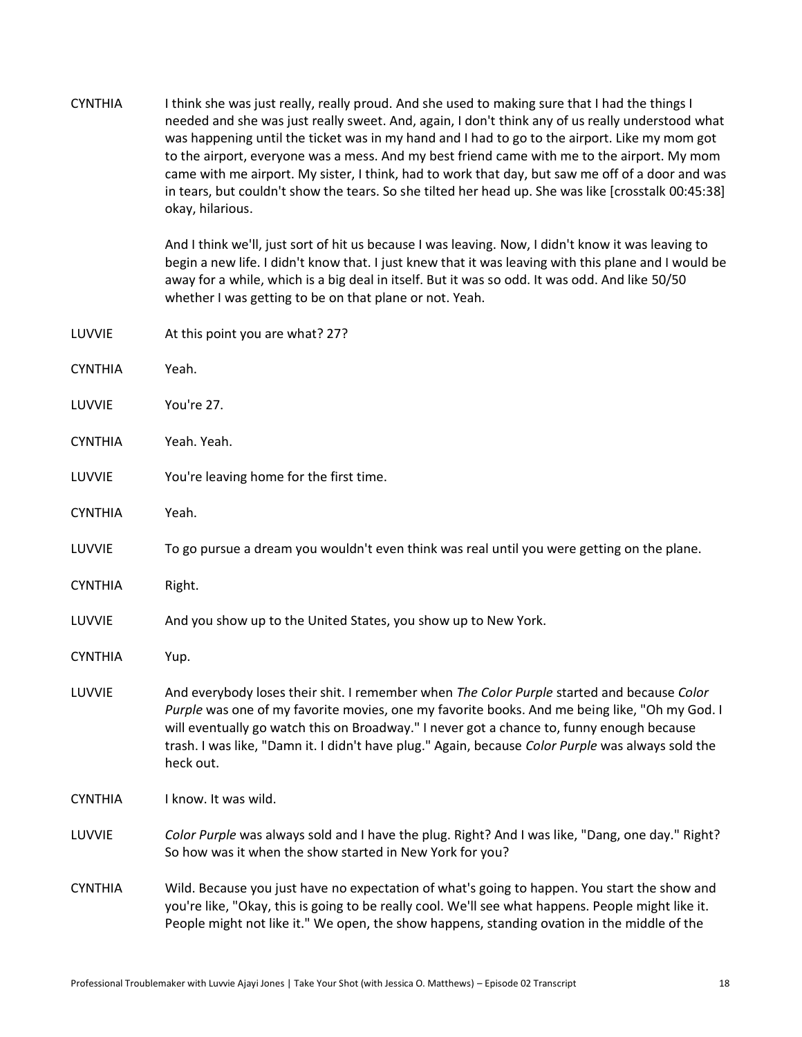CYNTHIA I think she was just really, really proud. And she used to making sure that I had the things I needed and she was just really sweet. And, again, I don't think any of us really understood what was happening until the ticket was in my hand and I had to go to the airport. Like my mom got to the airport, everyone was a mess. And my best friend came with me to the airport. My mom came with me airport. My sister, I think, had to work that day, but saw me off of a door and was in tears, but couldn't show the tears. So she tilted her head up. She was like [crosstalk 00:45:38] okay, hilarious.

And I think we'll, just sort of hit us because I was leaving. Now, I didn't know it was leaving to begin a new life. I didn't know that. I just knew that it was leaving with this plane and I would be away for a while, which is a big deal in itself. But it was so odd. It was odd. And like 50/50 whether I was getting to be on that plane or not. Yeah.

LUVVIE At this point you are what? 27?

CYNTHIA Yeah.

LUVVIE You're 27.

CYNTHIA Yeah. Yeah.

LUVVIE You're leaving home for the first time.

CYNTHIA Yeah.

LUVVIE To go pursue a dream you wouldn't even think was real until you were getting on the plane.

CYNTHIA Right.

LUVVIE And you show up to the United States, you show up to New York.

CYNTHIA Yup.

LUVVIE And everybody loses their shit. I remember when *The Color Purple* started and because *Color Purple* was one of my favorite movies, one my favorite books. And me being like, "Oh my God. I will eventually go watch this on Broadway." I never got a chance to, funny enough because trash. I was like, "Damn it. I didn't have plug." Again, because *Color Purple* was always sold the heck out.

CYNTHIA I know. It was wild.

LUVVIE *Color Purple* was always sold and I have the plug. Right? And I was like, "Dang, one day." Right? So how was it when the show started in New York for you?

CYNTHIA Wild. Because you just have no expectation of what's going to happen. You start the show and you're like, "Okay, this is going to be really cool. We'll see what happens. People might like it. People might not like it." We open, the show happens, standing ovation in the middle of the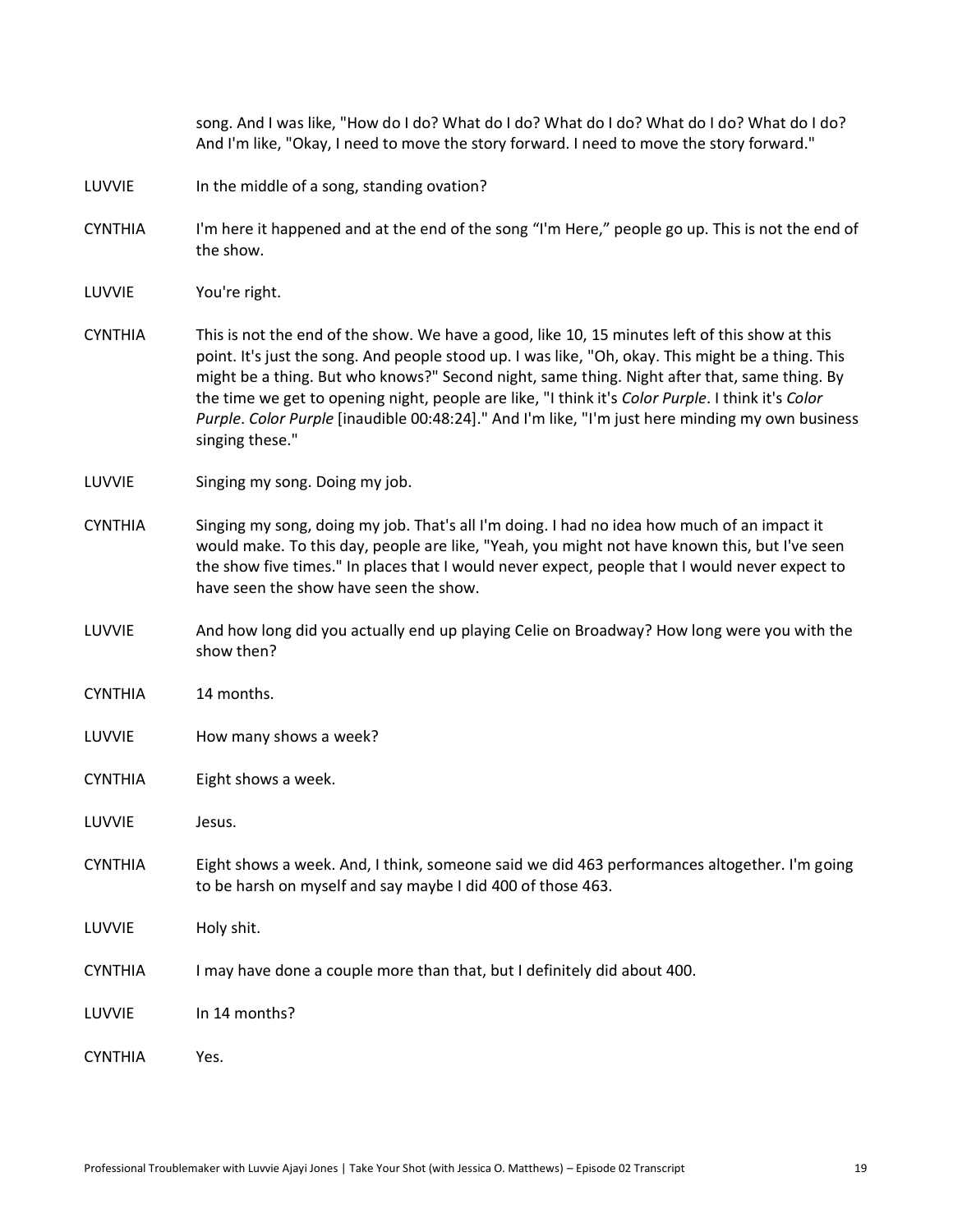song. And I was like, "How do I do? What do I do? What do I do? What do I do? What do I do? And I'm like, "Okay, I need to move the story forward. I need to move the story forward."

LUVVIE In the middle of a song, standing ovation?

CYNTHIA I'm here it happened and at the end of the song "I'm Here," people go up. This is not the end of the show.

LUVVIE You're right.

CYNTHIA This is not the end of the show. We have a good, like 10, 15 minutes left of this show at this point. It's just the song. And people stood up. I was like, "Oh, okay. This might be a thing. This might be a thing. But who knows?" Second night, same thing. Night after that, same thing. By the time we get to opening night, people are like, "I think it's *Color Purple*. I think it's *Color Purple*. *Color Purple* [inaudible 00:48:24]." And I'm like, "I'm just here minding my own business singing these."

LUVVIE Singing my song. Doing my job.

CYNTHIA Singing my song, doing my job. That's all I'm doing. I had no idea how much of an impact it would make. To this day, people are like, "Yeah, you might not have known this, but I've seen the show five times." In places that I would never expect, people that I would never expect to have seen the show have seen the show.

LUVVIE And how long did you actually end up playing Celie on Broadway? How long were you with the show then?

CYNTHIA 14 months.

LUVVIE How many shows a week?

CYNTHIA Eight shows a week.

LUVVIE Jesus.

CYNTHIA Eight shows a week. And, I think, someone said we did 463 performances altogether. I'm going to be harsh on myself and say maybe I did 400 of those 463.

LUVVIE Holy shit.

CYNTHIA I may have done a couple more than that, but I definitely did about 400.

LUVVIE In 14 months?

CYNTHIA Yes.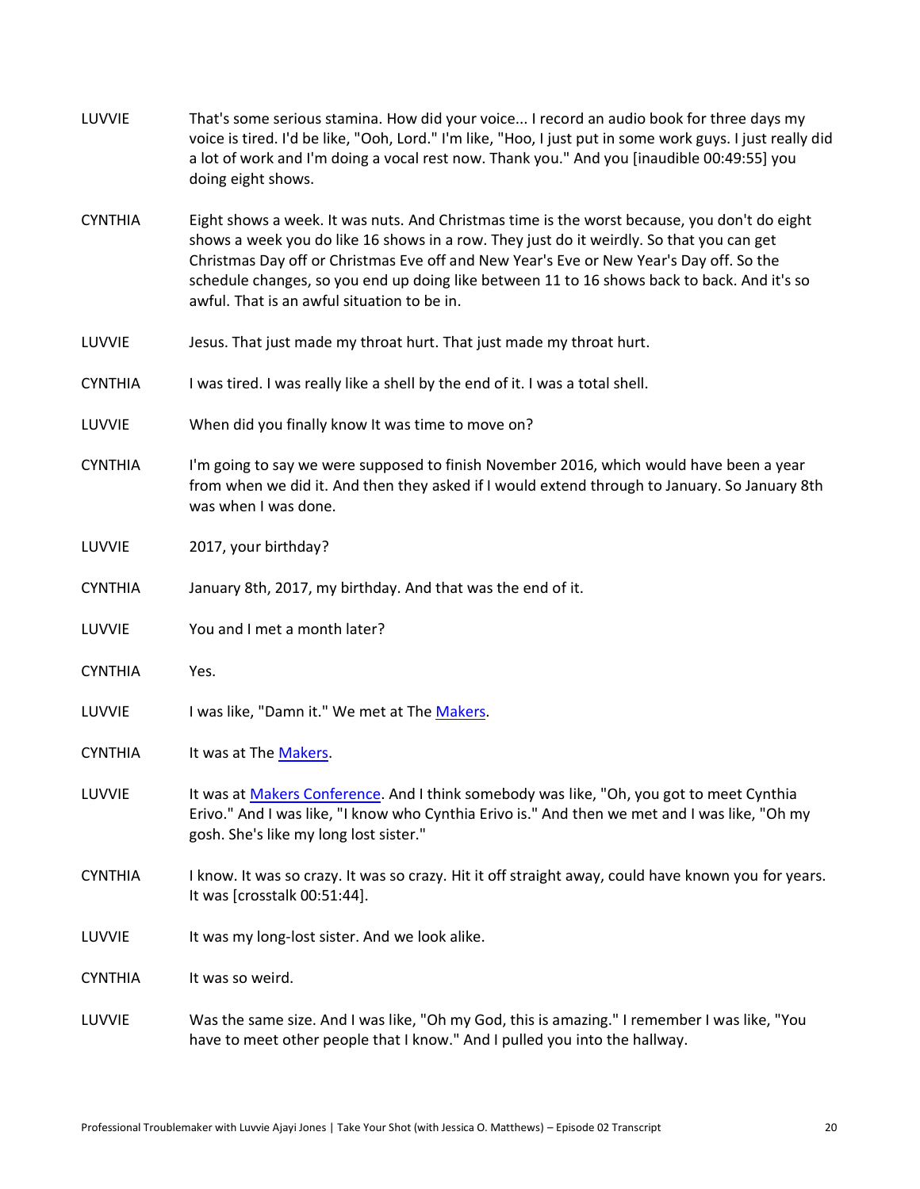LUVVIE That's some serious stamina. How did your voice... I record an audio book for three days my voice is tired. I'd be like, "Ooh, Lord." I'm like, "Hoo, I just put in some work guys. I just really did a lot of work and I'm doing a vocal rest now. Thank you." And you [inaudible 00:49:55] you doing eight shows.

CYNTHIA Eight shows a week. It was nuts. And Christmas time is the worst because, you don't do eight shows a week you do like 16 shows in a row. They just do it weirdly. So that you can get Christmas Day off or Christmas Eve off and New Year's Eve or New Year's Day off. So the schedule changes, so you end up doing like between 11 to 16 shows back to back. And it's so awful. That is an awful situation to be in.

LUVVIE Jesus. That just made my throat hurt. That just made my throat hurt.

CYNTHIA I was tired. I was really like a shell by the end of it. I was a total shell.

LUVVIE When did you finally know It was time to move on?

CYNTHIA I'm going to say we were supposed to finish November 2016, which would have been a year from when we did it. And then they asked if I would extend through to January. So January 8th was when I was done.

LUVVIE 2017, your birthday?

CYNTHIA January 8th, 2017, my birthday. And that was the end of it.

LUVVIE You and I met a month later?

CYNTHIA Yes.

LUVVIE I was like, "Damn it." We met at The Makers.

CYNTHIA It was at The Makers.

LUVVIE It was at Makers Conference. And I think somebody was like, "Oh, you got to meet Cynthia Erivo." And I was like, "I know who Cynthia Erivo is." And then we met and I was like, "Oh my gosh. She's like my long lost sister."

CYNTHIA I know. It was so crazy. It was so crazy. Hit it off straight away, could have known you for years. It was [crosstalk 00:51:44].

LUVVIE It was my long-lost sister. And we look alike.

CYNTHIA It was so weird.

LUVVIE Was the same size. And I was like, "Oh my God, this is amazing." I remember I was like, "You have to meet other people that I know." And I pulled you into the hallway.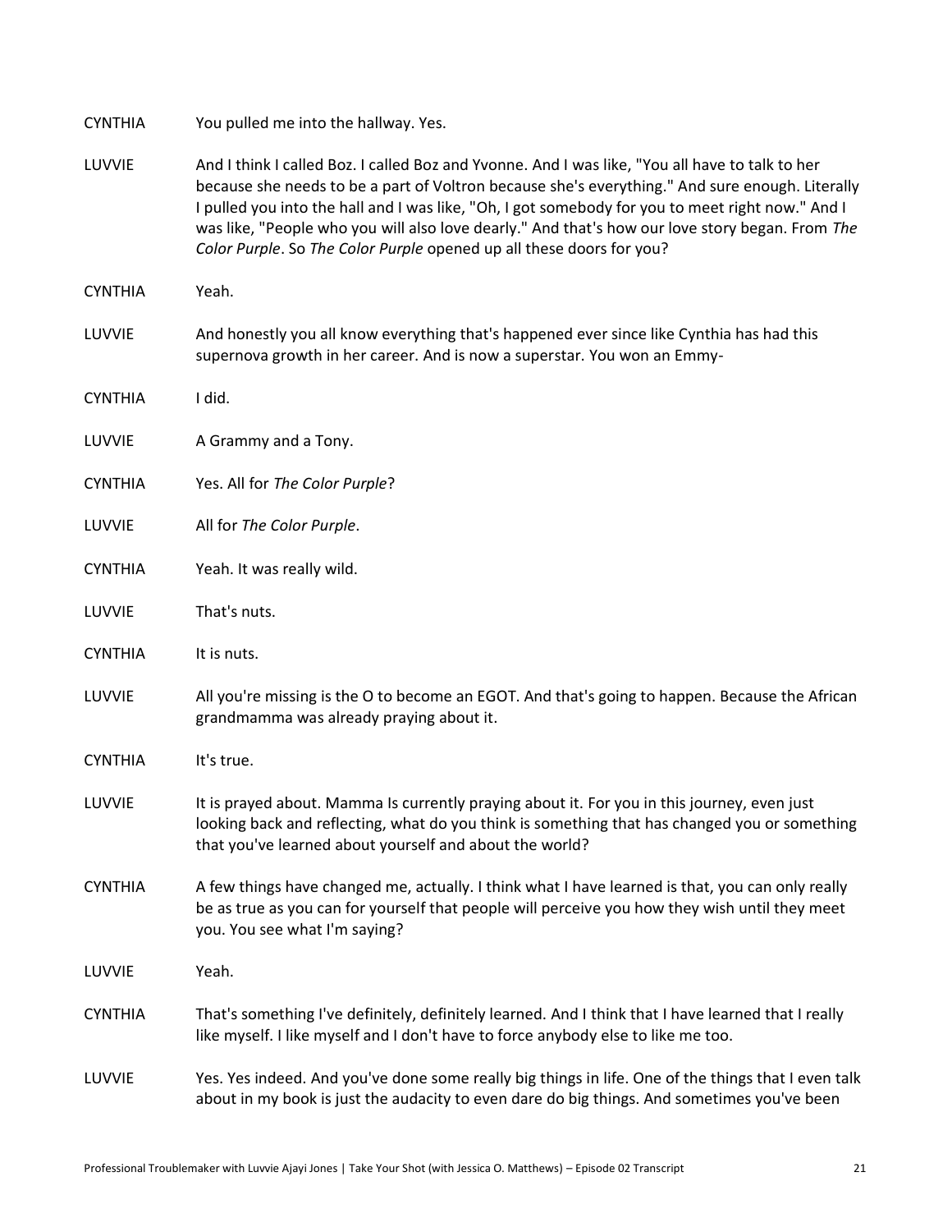CYNTHIA You pulled me into the hallway. Yes.

LUVVIE And I think I called Boz. I called Boz and Yvonne. And I was like, "You all have to talk to her because she needs to be a part of Voltron because she's everything." And sure enough. Literally I pulled you into the hall and I was like, "Oh, I got somebody for you to meet right now." And I was like, "People who you will also love dearly." And that's how our love story began. From *The Color Purple*. So *The Color Purple* opened up all these doors for you?

CYNTHIA Yeah.

LUVVIE And honestly you all know everything that's happened ever since like Cynthia has had this supernova growth in her career. And is now a superstar. You won an Emmy-

CYNTHIA I did.

LUVVIE A Grammy and a Tony.

CYNTHIA Yes. All for *The Color Purple*?

LUVVIE All for *The Color Purple*.

CYNTHIA Yeah. It was really wild.

LUVVIE That's nuts.

CYNTHIA It is nuts.

LUVVIE All you're missing is the O to become an EGOT. And that's going to happen. Because the African grandmamma was already praying about it.

CYNTHIA It's true.

LUVVIE It is prayed about. Mamma Is currently praying about it. For you in this journey, even just looking back and reflecting, what do you think is something that has changed you or something that you've learned about yourself and about the world?

CYNTHIA A few things have changed me, actually. I think what I have learned is that, you can only really be as true as you can for yourself that people will perceive you how they wish until they meet you. You see what I'm saying?

LUVVIE Yeah.

CYNTHIA That's something I've definitely, definitely learned. And I think that I have learned that I really like myself. I like myself and I don't have to force anybody else to like me too.

LUVVIE Yes. Yes indeed. And you've done some really big things in life. One of the things that I even talk about in my book is just the audacity to even dare do big things. And sometimes you've been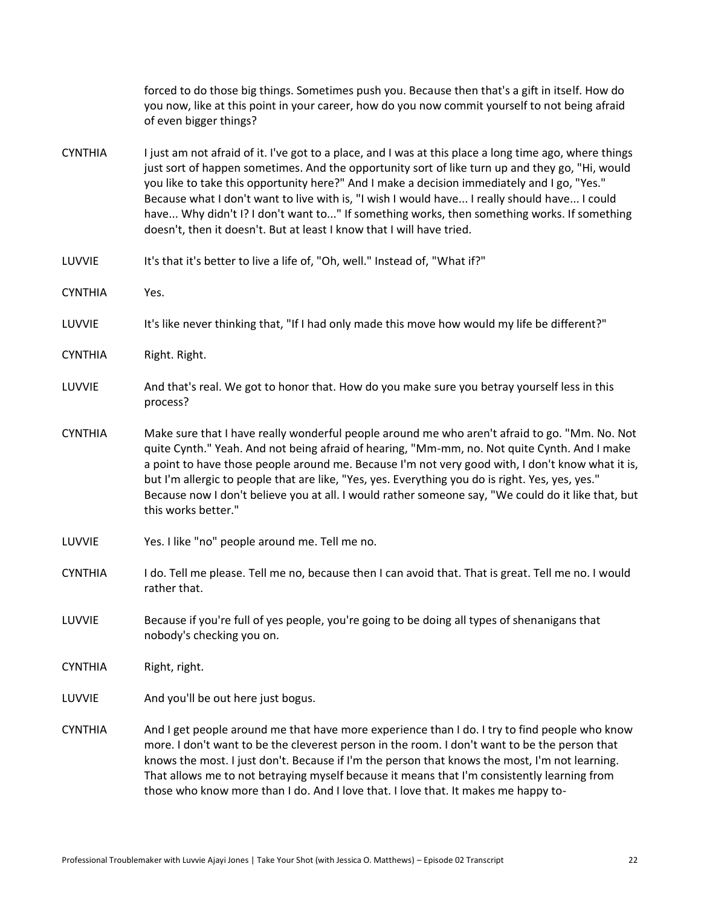forced to do those big things. Sometimes push you. Because then that's a gift in itself. How do you now, like at this point in your career, how do you now commit yourself to not being afraid of even bigger things?

CYNTHIA: I just am not afraid of it. I've got to a place, and I was at this place a long time ago, where things just sort of happen sometimes. And the opportunity sort of like turn up and they go, "Hi, would you like to take this opportunity here?" And I make a decision immediately and I go, "Yes." Because what I don't want to live with is, "I wish I would have... I really should have... I could have... Why didn't I? I don't want to..." If something works, then something works. If something doesn't, then it doesn't. But at least I know that I will have tried.

LUVVIE: It's that it's better to live a life of, "Oh, well." Instead of, "What if?"

CYNTHIA: Yes.

LUVVIE: It's like never thinking that, "If I had only made this move how would my life be different?"

CYNTHIA: Right. Right.

LUVVIE: And that's real. We got to honor that. How do you make sure you betray yourself less in this process?

CYNTHIA: Make sure that I have really wonderful people around me who aren't afraid to go. "Mm. No. Not quite Cynth." Yeah. And not being afraid of hearing, "Mm-mm, no. Not quite Cynth. And I make a point to have those people around me. Because I'm not very good with, I don't know what it is, but I'm allergic to people that are like, "Yes, yes. Everything you do is right. Yes, yes, yes." Because now I don't believe you at all. I would rather someone say, "We could do it like that, but this works better."

LUVVIE: Yes. I like "no" people around me. Tell me no.

CYNTHIA: I do. Tell me please. Tell me no, because then I can avoid that. That is great. Tell me no. I would rather that.

LUVVIE: Because if you're full of yes people, you're going to be doing all types of shenanigans that nobody's checking you on.

CYNTHIA: Right, right.

LUVVIE: And you'll be out here just bogus.

CYNTHIA: And I get people around me that have more experience than I do. I try to find people who know more. I don't want to be the cleverest person in the room. I don't want to be the person that knows the most. I just don't. Because if I'm the person that knows the most, I'm not learning. That allows me to not betraying myself because it means that I'm consistently learning from those who know more than I do. And I love that. I love that. It makes me happy to-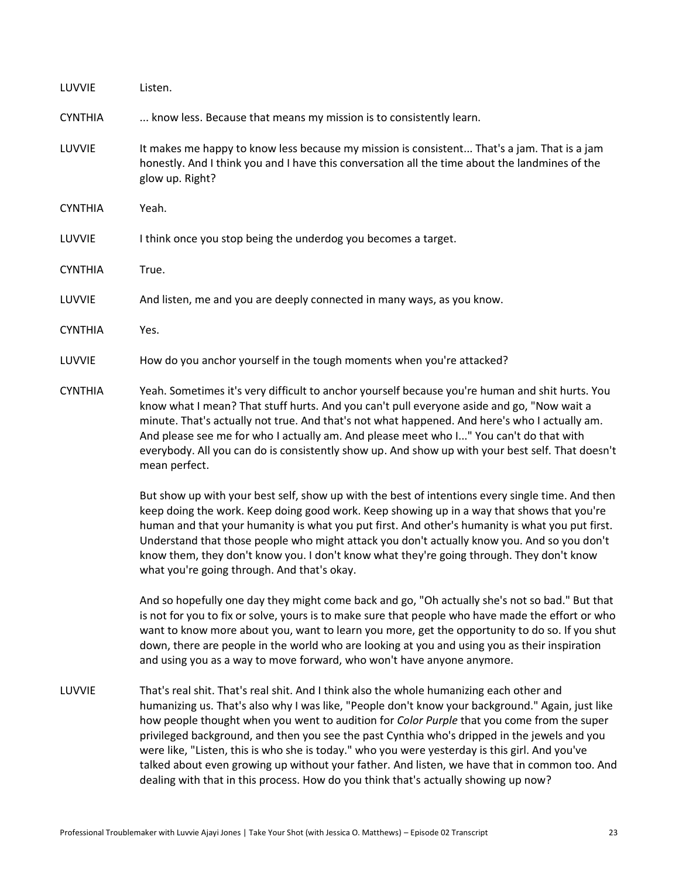LUVVIE	Listen.

CYNTHIA	... know less. Because that means my mission is to consistently learn.

LUVVIE	It makes me happy to know less because my mission is consistent... That's a jam. That is a jam honestly. And I think you and I have this conversation all the time about the landmines of the glow up. Right?

CYNTHIA	Yeah.

LUVVIE	I think once you stop being the underdog you becomes a target.

CYNTHIA	True.

LUVVIE	And listen, me and you are deeply connected in many ways, as you know.

CYNTHIA	Yes.

LUVVIE	How do you anchor yourself in the tough moments when you're attacked?

CYNTHIA	Yeah. Sometimes it's very difficult to anchor yourself because you're human and shit hurts. You know what I mean? That stuff hurts. And you can't pull everyone aside and go, "Now wait a minute. That's actually not true. And that's not what happened. And here's who I actually am. And please see me for who I actually am. And please meet who I..." You can't do that with everybody. All you can do is consistently show up. And show up with your best self. That doesn't mean perfect.

But show up with your best self, show up with the best of intentions every single time. And then keep doing the work. Keep doing good work. Keep showing up in a way that shows that you're human and that your humanity is what you put first. And other's humanity is what you put first. Understand that those people who might attack you don't actually know you. And so you don't know them, they don't know you. I don't know what they're going through. They don't know what you're going through. And that's okay.

And so hopefully one day they might come back and go, "Oh actually she's not so bad." But that is not for you to fix or solve, yours is to make sure that people who have made the effort or who want to know more about you, want to learn you more, get the opportunity to do so. If you shut down, there are people in the world who are looking at you and using you as their inspiration and using you as a way to move forward, who won't have anyone anymore.

LUVVIE	That's real shit. That's real shit. And I think also the whole humanizing each other and humanizing us. That's also why I was like, "People don't know your background." Again, just like how people thought when you went to audition for *Color Purple* that you come from the super privileged background, and then you see the past Cynthia who's dripped in the jewels and you were like, "Listen, this is who she is today." who you were yesterday is this girl. And you've talked about even growing up without your father. And listen, we have that in common too. And dealing with that in this process. How do you think that's actually showing up now?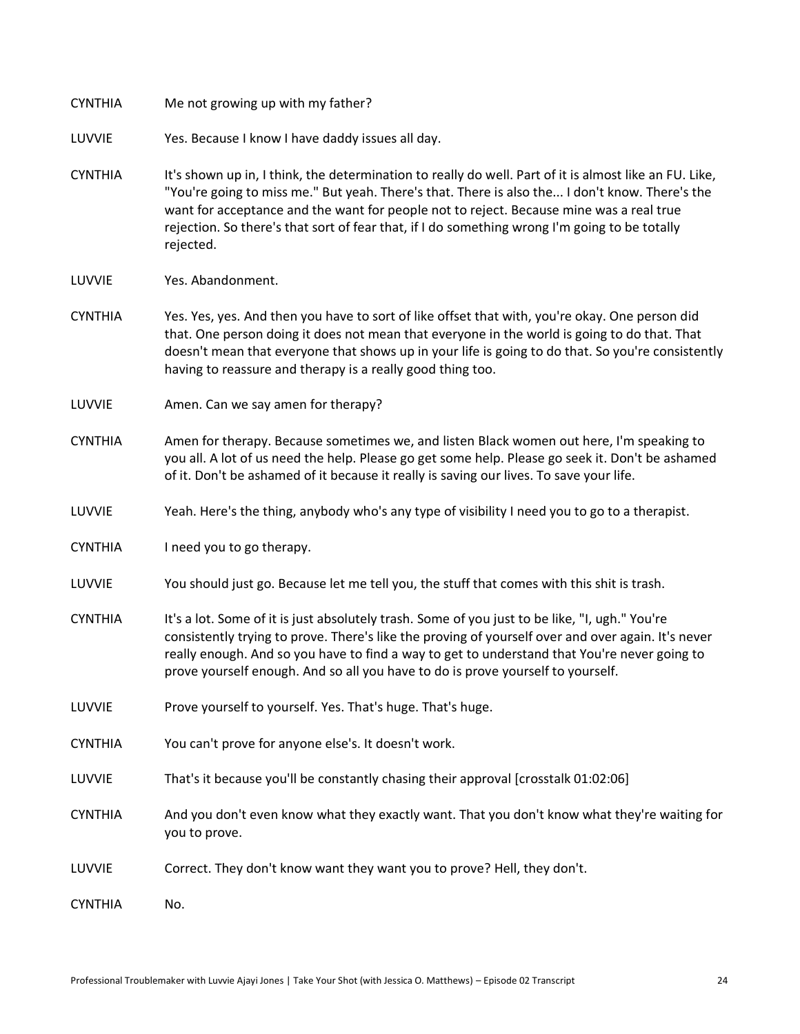CYNTHIA Me not growing up with my father?

LUVVIE Yes. Because I know I have daddy issues all day.

CYNTHIA It's shown up in, I think, the determination to really do well. Part of it is almost like an FU. Like, "You're going to miss me." But yeah. There's that. There is also the... I don't know. There's the want for acceptance and the want for people not to reject. Because mine was a real true rejection. So there's that sort of fear that, if I do something wrong I'm going to be totally rejected.

LUVVIE Yes. Abandonment.

CYNTHIA Yes. Yes, yes. And then you have to sort of like offset that with, you're okay. One person did that. One person doing it does not mean that everyone in the world is going to do that. That doesn't mean that everyone that shows up in your life is going to do that. So you're consistently having to reassure and therapy is a really good thing too.

LUVVIE Amen. Can we say amen for therapy?

CYNTHIA Amen for therapy. Because sometimes we, and listen Black women out here, I'm speaking to you all. A lot of us need the help. Please go get some help. Please go seek it. Don't be ashamed of it. Don't be ashamed of it because it really is saving our lives. To save your life.

LUVVIE Yeah. Here's the thing, anybody who's any type of visibility I need you to go to a therapist.

CYNTHIA I need you to go therapy.

LUVVIE You should just go. Because let me tell you, the stuff that comes with this shit is trash.

CYNTHIA It's a lot. Some of it is just absolutely trash. Some of you just to be like, "I, ugh." You're consistently trying to prove. There's like the proving of yourself over and over again. It's never really enough. And so you have to find a way to get to understand that You're never going to prove yourself enough. And so all you have to do is prove yourself to yourself.

LUVVIE Prove yourself to yourself. Yes. That's huge. That's huge.

CYNTHIA You can't prove for anyone else's. It doesn't work.

LUVVIE That's it because you'll be constantly chasing their approval [crosstalk 01:02:06]

CYNTHIA And you don't even know what they exactly want. That you don't know what they're waiting for you to prove.

LUVVIE Correct. They don't know want they want you to prove? Hell, they don't.

CYNTHIA No.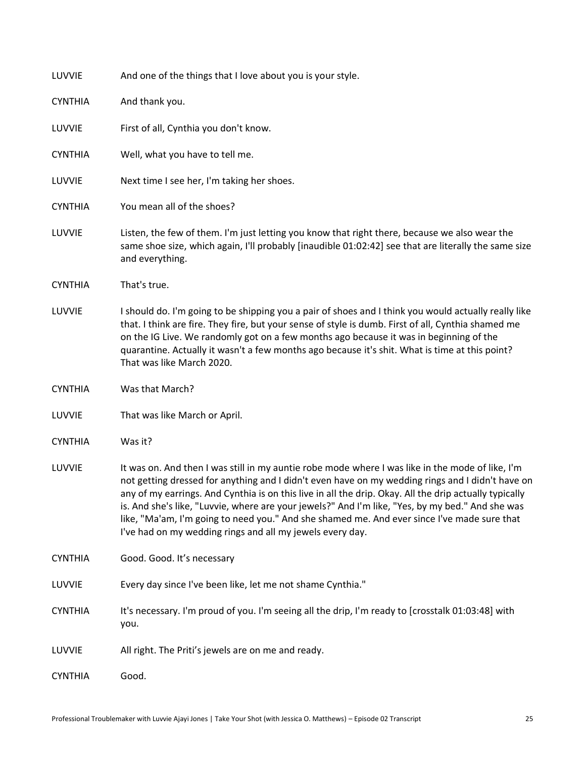LUVVIE And one of the things that I love about you is your style.

CYNTHIA And thank you.

LUVVIE First of all, Cynthia you don't know.

CYNTHIA Well, what you have to tell me.

LUVVIE Next time I see her, I'm taking her shoes.

CYNTHIA You mean all of the shoes?

LUVVIE Listen, the few of them. I'm just letting you know that right there, because we also wear the same shoe size, which again, I'll probably [inaudible 01:02:42] see that are literally the same size and everything.

CYNTHIA That's true.

LUVVIE I should do. I'm going to be shipping you a pair of shoes and I think you would actually really like that. I think are fire. They fire, but your sense of style is dumb. First of all, Cynthia shamed me on the IG Live. We randomly got on a few months ago because it was in beginning of the quarantine. Actually it wasn't a few months ago because it's shit. What is time at this point? That was like March 2020.

CYNTHIA Was that March?

LUVVIE That was like March or April.

CYNTHIA Was it?

LUVVIE It was on. And then I was still in my auntie robe mode where I was like in the mode of like, I'm not getting dressed for anything and I didn't even have on my wedding rings and I didn't have on any of my earrings. And Cynthia is on this live in all the drip. Okay. All the drip actually typically is. And she's like, "Luvvie, where are your jewels?" And I'm like, "Yes, by my bed." And she was like, "Ma'am, I'm going to need you." And she shamed me. And ever since I've made sure that I've had on my wedding rings and all my jewels every day.

CYNTHIA Good. Good. It's necessary

LUVVIE Every day since I've been like, let me not shame Cynthia."

CYNTHIA It's necessary. I'm proud of you. I'm seeing all the drip, I'm ready to [crosstalk 01:03:48] with you.

LUVVIE All right. The Priti's jewels are on me and ready.

CYNTHIA Good.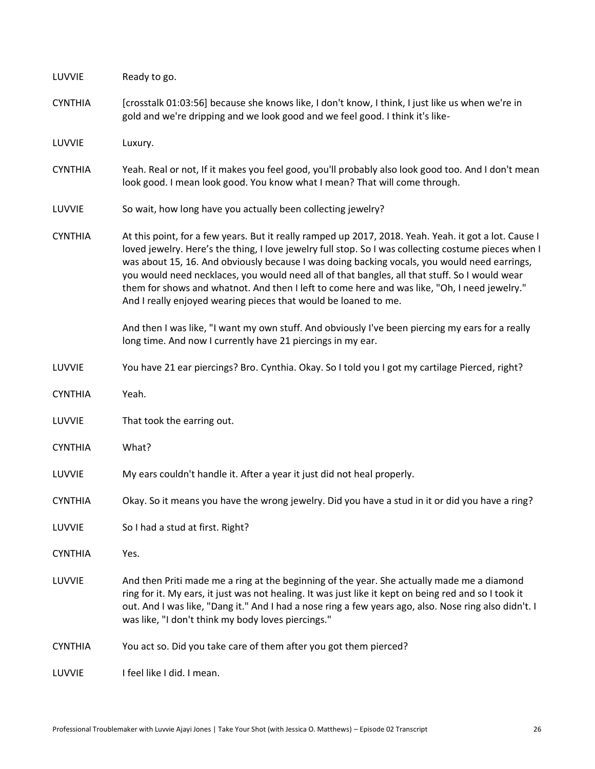LUVVIE Ready to go.

CYNTHIA [crosstalk 01:03:56] because she knows like, I don't know, I think, I just like us when we're in gold and we're dripping and we look good and we feel good. I think it's like-

LUVVIE Luxury.

CYNTHIA Yeah. Real or not, If it makes you feel good, you'll probably also look good too. And I don't mean look good. I mean look good. You know what I mean? That will come through.

LUVVIE So wait, how long have you actually been collecting jewelry?

CYNTHIA At this point, for a few years. But it really ramped up 2017, 2018. Yeah. Yeah. it got a lot. Cause I loved jewelry. Here's the thing, I love jewelry full stop. So I was collecting costume pieces when I was about 15, 16. And obviously because I was doing backing vocals, you would need earrings, you would need necklaces, you would need all of that bangles, all that stuff. So I would wear them for shows and whatnot. And then I left to come here and was like, "Oh, I need jewelry." And I really enjoyed wearing pieces that would be loaned to me.

And then I was like, "I want my own stuff. And obviously I've been piercing my ears for a really long time. And now I currently have 21 piercings in my ear.

LUVVIE You have 21 ear piercings? Bro. Cynthia. Okay. So I told you I got my cartilage Pierced, right?

CYNTHIA Yeah.

LUVVIE That took the earring out.

CYNTHIA What?

LUVVIE My ears couldn't handle it. After a year it just did not heal properly.

CYNTHIA Okay. So it means you have the wrong jewelry. Did you have a stud in it or did you have a ring?

LUVVIE So I had a stud at first. Right?

CYNTHIA Yes.

LUVVIE And then Priti made me a ring at the beginning of the year. She actually made me a diamond ring for it. My ears, it just was not healing. It was just like it kept on being red and so I took it out. And I was like, "Dang it." And I had a nose ring a few years ago, also. Nose ring also didn't. I was like, "I don't think my body loves piercings."

CYNTHIA You act so. Did you take care of them after you got them pierced?

LUVVIE I feel like I did. I mean.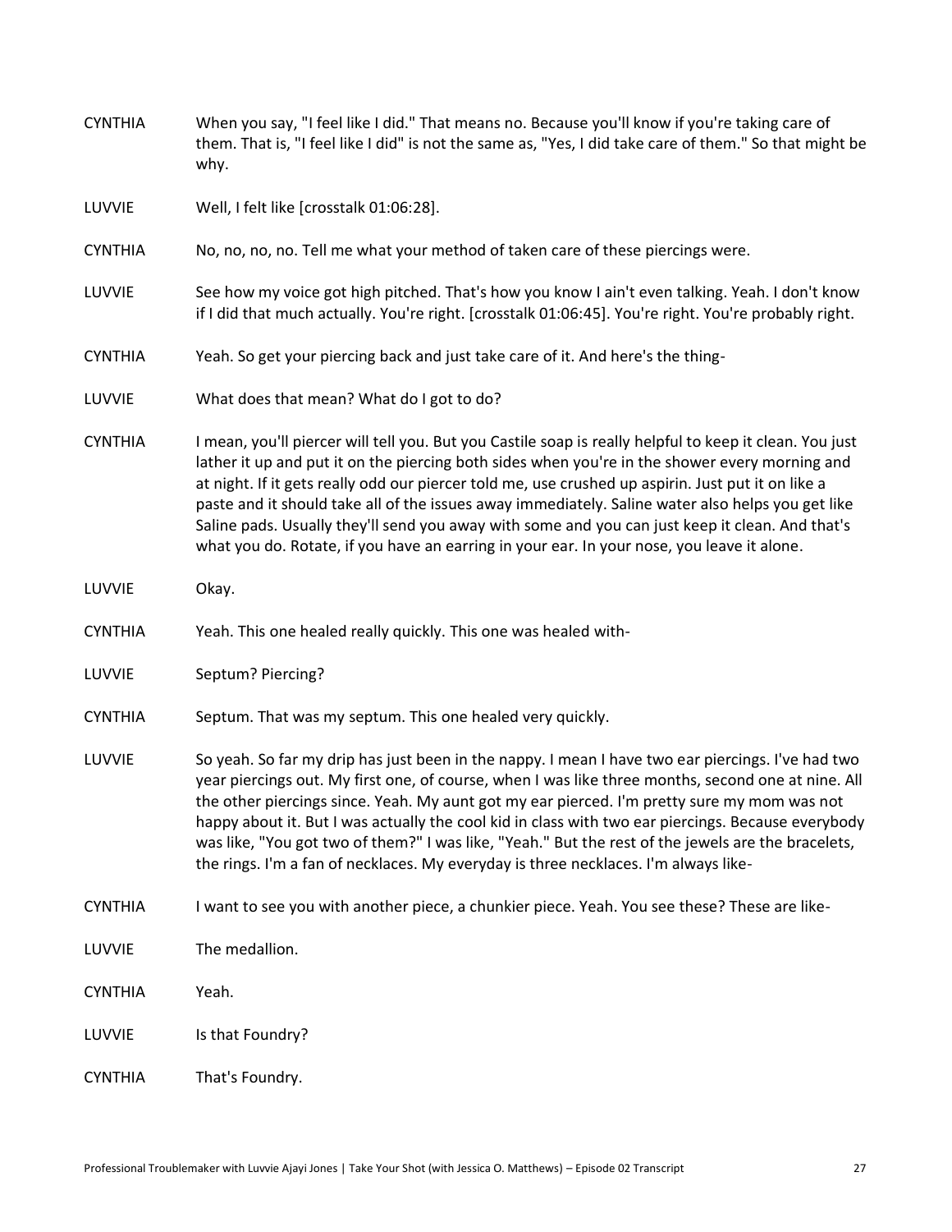CYNTHIA When you say, "I feel like I did." That means no. Because you'll know if you're taking care of them. That is, "I feel like I did" is not the same as, "Yes, I did take care of them." So that might be why.

LUVVIE Well, I felt like [crosstalk 01:06:28].

CYNTHIA No, no, no, no. Tell me what your method of taken care of these piercings were.

LUVVIE See how my voice got high pitched. That's how you know I ain't even talking. Yeah. I don't know if I did that much actually. You're right. [crosstalk 01:06:45]. You're right. You're probably right.

CYNTHIA Yeah. So get your piercing back and just take care of it. And here's the thing-

LUVVIE What does that mean? What do I got to do?

CYNTHIA I mean, you'll piercer will tell you. But you Castile soap is really helpful to keep it clean. You just lather it up and put it on the piercing both sides when you're in the shower every morning and at night. If it gets really odd our piercer told me, use crushed up aspirin. Just put it on like a paste and it should take all of the issues away immediately. Saline water also helps you get like Saline pads. Usually they'll send you away with some and you can just keep it clean. And that's what you do. Rotate, if you have an earring in your ear. In your nose, you leave it alone.

LUVVIE Okay.

CYNTHIA Yeah. This one healed really quickly. This one was healed with-

LUVVIE Septum? Piercing?

CYNTHIA Septum. That was my septum. This one healed very quickly.

LUVVIE So yeah. So far my drip has just been in the nappy. I mean I have two ear piercings. I've had two year piercings out. My first one, of course, when I was like three months, second one at nine. All the other piercings since. Yeah. My aunt got my ear pierced. I'm pretty sure my mom was not happy about it. But I was actually the cool kid in class with two ear piercings. Because everybody was like, "You got two of them?" I was like, "Yeah." But the rest of the jewels are the bracelets, the rings. I'm a fan of necklaces. My everyday is three necklaces. I'm always like-

CYNTHIA I want to see you with another piece, a chunkier piece. Yeah. You see these? These are like-

LUVVIE The medallion.

CYNTHIA Yeah.

LUVVIE Is that Foundry?

CYNTHIA That's Foundry.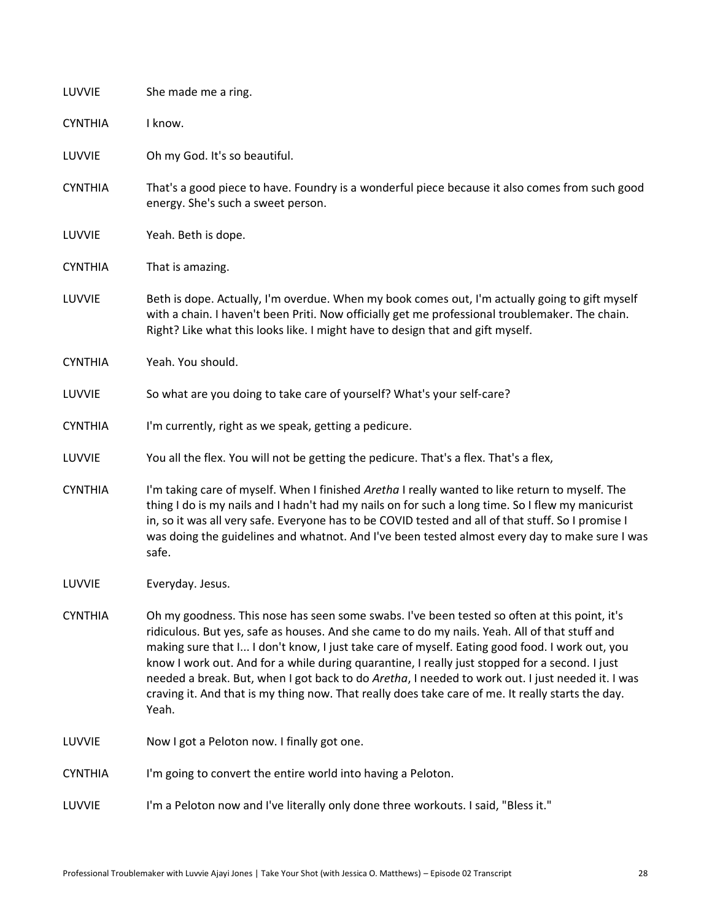LUVVIE She made me a ring.

CYNTHIA I know.

LUVVIE Oh my God. It's so beautiful.

CYNTHIA That's a good piece to have. Foundry is a wonderful piece because it also comes from such good energy. She's such a sweet person.

LUVVIE Yeah. Beth is dope.

CYNTHIA That is amazing.

LUVVIE Beth is dope. Actually, I'm overdue. When my book comes out, I'm actually going to gift myself with a chain. I haven't been Priti. Now officially get me professional troublemaker. The chain. Right? Like what this looks like. I might have to design that and gift myself.

CYNTHIA Yeah. You should.

LUVVIE So what are you doing to take care of yourself? What's your self-care?

CYNTHIA I'm currently, right as we speak, getting a pedicure.

LUVVIE You all the flex. You will not be getting the pedicure. That's a flex. That's a flex,

CYNTHIA I'm taking care of myself. When I finished *Aretha* I really wanted to like return to myself. The thing I do is my nails and I hadn't had my nails on for such a long time. So I flew my manicurist in, so it was all very safe. Everyone has to be COVID tested and all of that stuff. So I promise I was doing the guidelines and whatnot. And I've been tested almost every day to make sure I was safe.

LUVVIE Everyday. Jesus.

CYNTHIA Oh my goodness. This nose has seen some swabs. I've been tested so often at this point, it's ridiculous. But yes, safe as houses. And she came to do my nails. Yeah. All of that stuff and making sure that I... I don't know, I just take care of myself. Eating good food. I work out, you know I work out. And for a while during quarantine, I really just stopped for a second. I just needed a break. But, when I got back to do *Aretha*, I needed to work out. I just needed it. I was craving it. And that is my thing now. That really does take care of me. It really starts the day. Yeah.

LUVVIE Now I got a Peloton now. I finally got one.

CYNTHIA I'm going to convert the entire world into having a Peloton.

LUVVIE I'm a Peloton now and I've literally only done three workouts. I said, "Bless it."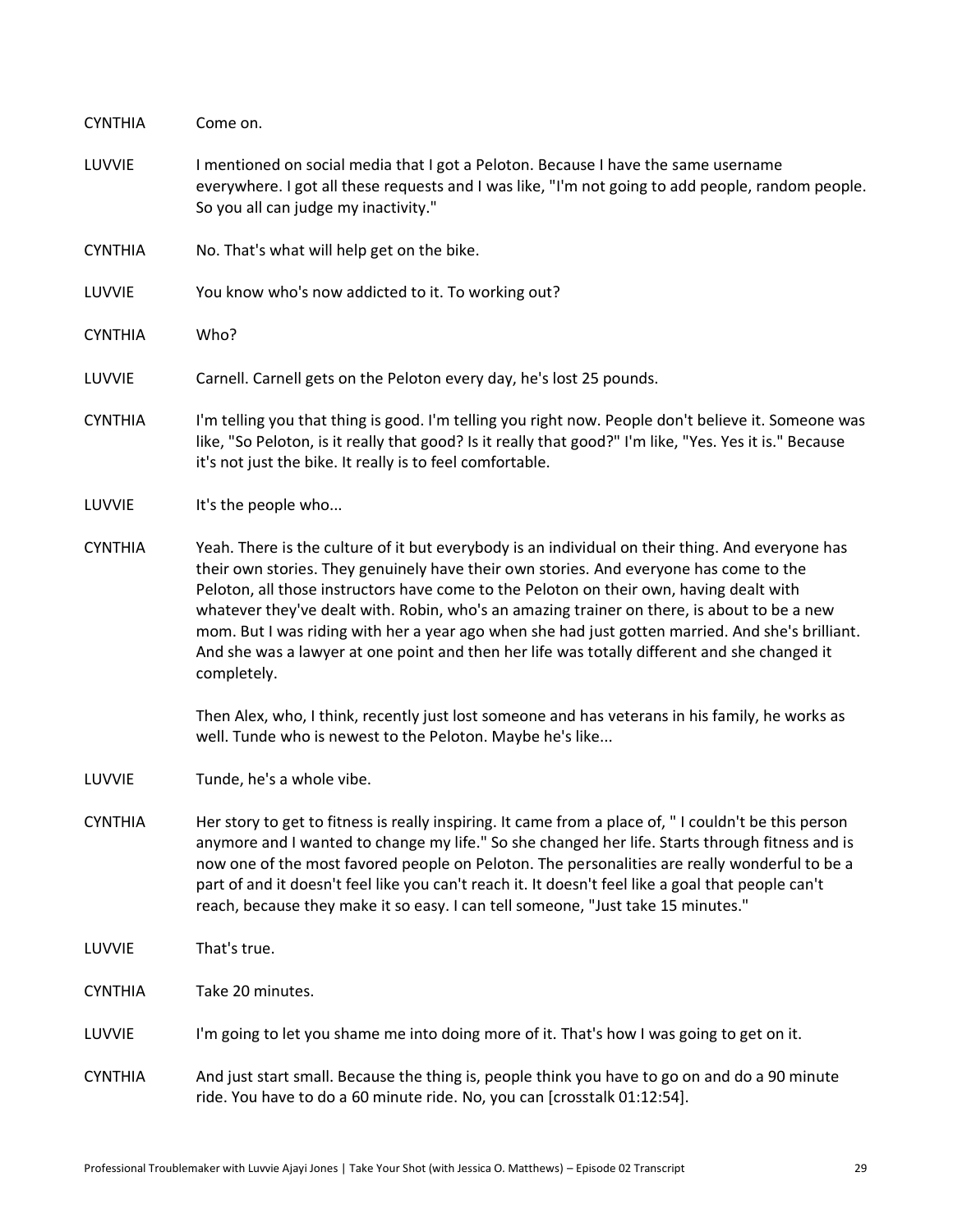CYNTHIA Come on.

LUVVIE I mentioned on social media that I got a Peloton. Because I have the same username everywhere. I got all these requests and I was like, "I'm not going to add people, random people. So you all can judge my inactivity."

CYNTHIA No. That's what will help get on the bike.

LUVVIE You know who's now addicted to it. To working out?

CYNTHIA Who?

LUVVIE Carnell. Carnell gets on the Peloton every day, he's lost 25 pounds.

CYNTHIA I'm telling you that thing is good. I'm telling you right now. People don't believe it. Someone was like, "So Peloton, is it really that good? Is it really that good?" I'm like, "Yes. Yes it is." Because it's not just the bike. It really is to feel comfortable.

LUVVIE It's the people who...

CYNTHIA Yeah. There is the culture of it but everybody is an individual on their thing. And everyone has their own stories. They genuinely have their own stories. And everyone has come to the Peloton, all those instructors have come to the Peloton on their own, having dealt with whatever they've dealt with. Robin, who's an amazing trainer on there, is about to be a new mom. But I was riding with her a year ago when she had just gotten married. And she's brilliant. And she was a lawyer at one point and then her life was totally different and she changed it completely.

Then Alex, who, I think, recently just lost someone and has veterans in his family, he works as well. Tunde who is newest to the Peloton. Maybe he's like...

LUVVIE Tunde, he's a whole vibe.

CYNTHIA Her story to get to fitness is really inspiring. It came from a place of, " I couldn't be this person anymore and I wanted to change my life." So she changed her life. Starts through fitness and is now one of the most favored people on Peloton. The personalities are really wonderful to be a part of and it doesn't feel like you can't reach it. It doesn't feel like a goal that people can't reach, because they make it so easy. I can tell someone, "Just take 15 minutes."

LUVVIE That's true.

CYNTHIA Take 20 minutes.

LUVVIE I'm going to let you shame me into doing more of it. That's how I was going to get on it.

CYNTHIA And just start small. Because the thing is, people think you have to go on and do a 90 minute ride. You have to do a 60 minute ride. No, you can [crosstalk 01:12:54].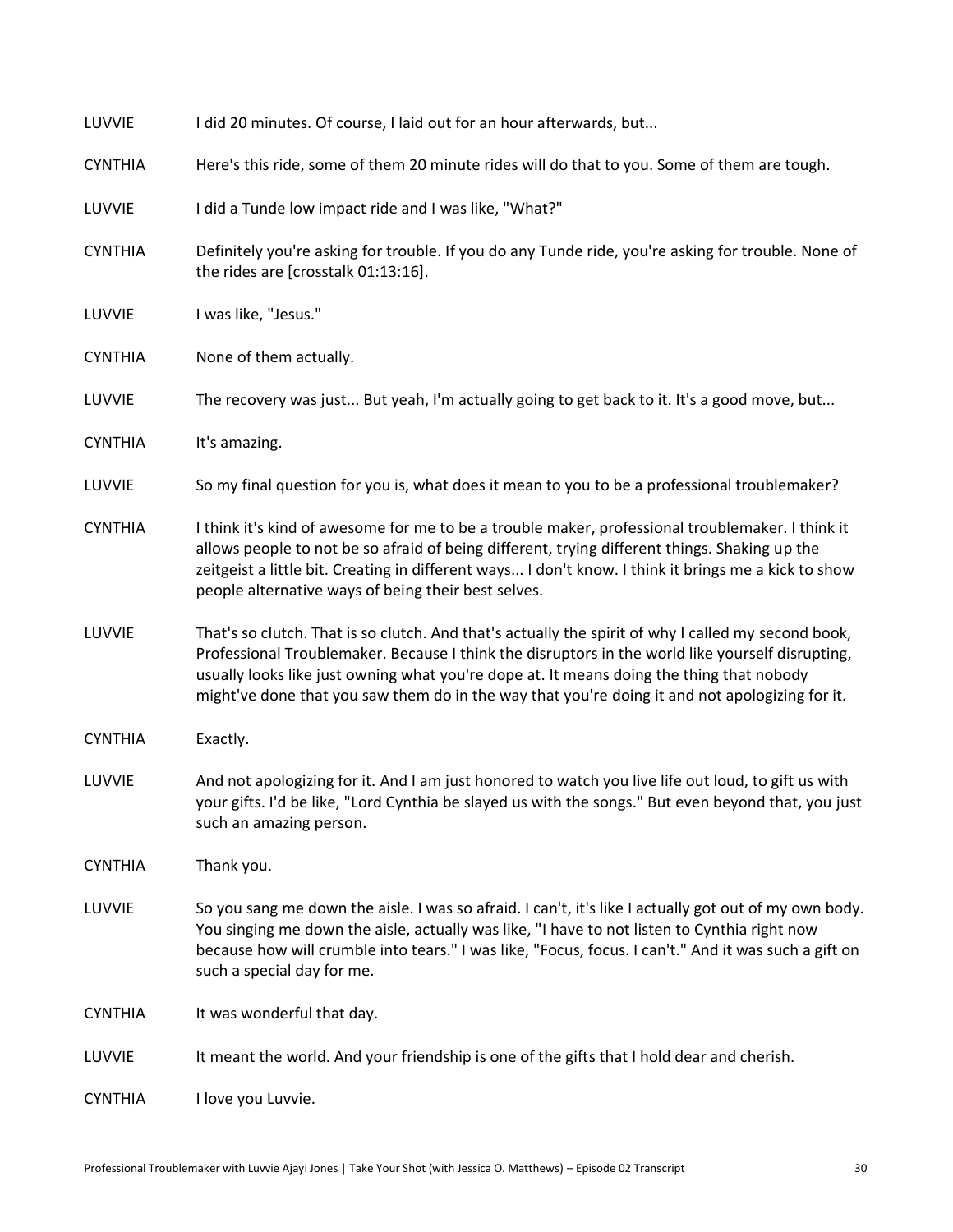LUVVIE	I did 20 minutes. Of course, I laid out for an hour afterwards, but...

CYNTHIA	Here's this ride, some of them 20 minute rides will do that to you. Some of them are tough.

LUVVIE	I did a Tunde low impact ride and I was like, "What?"

CYNTHIA	Definitely you're asking for trouble. If you do any Tunde ride, you're asking for trouble. None of the rides are [crosstalk 01:13:16].

LUVVIE	I was like, "Jesus."

CYNTHIA	None of them actually.

LUVVIE	The recovery was just... But yeah, I'm actually going to get back to it. It's a good move, but...

CYNTHIA	It's amazing.

LUVVIE	So my final question for you is, what does it mean to you to be a professional troublemaker?

CYNTHIA	I think it's kind of awesome for me to be a trouble maker, professional troublemaker. I think it allows people to not be so afraid of being different, trying different things. Shaking up the zeitgeist a little bit. Creating in different ways... I don't know. I think it brings me a kick to show people alternative ways of being their best selves.

LUVVIE	That's so clutch. That is so clutch. And that's actually the spirit of why I called my second book, Professional Troublemaker. Because I think the disruptors in the world like yourself disrupting, usually looks like just owning what you're dope at. It means doing the thing that nobody might've done that you saw them do in the way that you're doing it and not apologizing for it.

CYNTHIA	Exactly.

LUVVIE	And not apologizing for it. And I am just honored to watch you live life out loud, to gift us with your gifts. I'd be like, "Lord Cynthia be slayed us with the songs." But even beyond that, you just such an amazing person.

CYNTHIA	Thank you.

LUVVIE	So you sang me down the aisle. I was so afraid. I can't, it's like I actually got out of my own body. You singing me down the aisle, actually was like, "I have to not listen to Cynthia right now because how will crumble into tears." I was like, "Focus, focus. I can't." And it was such a gift on such a special day for me.

CYNTHIA	It was wonderful that day.

LUVVIE	It meant the world. And your friendship is one of the gifts that I hold dear and cherish.

CYNTHIA	I love you Luvvie.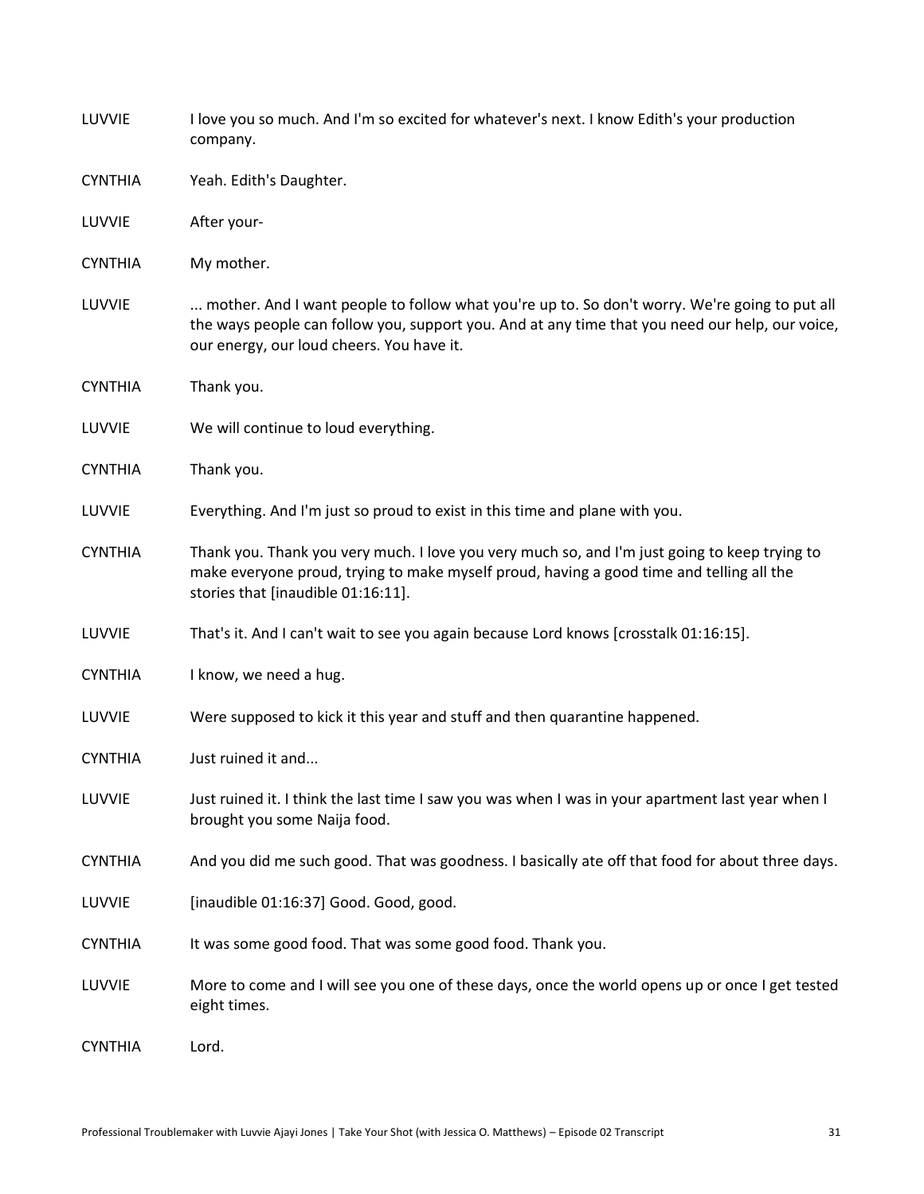LUVVIE I love you so much. And I'm so excited for whatever's next. I know Edith's your production company.

CYNTHIA Yeah. Edith's Daughter.

LUVVIE After your-

CYNTHIA My mother.

LUVVIE ... mother. And I want people to follow what you're up to. So don't worry. We're going to put all the ways people can follow you, support you. And at any time that you need our help, our voice, our energy, our loud cheers. You have it.

CYNTHIA Thank you.

LUVVIE We will continue to loud everything.

CYNTHIA Thank you.

LUVVIE Everything. And I'm just so proud to exist in this time and plane with you.

CYNTHIA Thank you. Thank you very much. I love you very much so, and I'm just going to keep trying to make everyone proud, trying to make myself proud, having a good time and telling all the stories that [inaudible 01:16:11].

LUVVIE That's it. And I can't wait to see you again because Lord knows [crosstalk 01:16:15].

CYNTHIA I know, we need a hug.

LUVVIE Were supposed to kick it this year and stuff and then quarantine happened.

CYNTHIA Just ruined it and...

LUVVIE Just ruined it. I think the last time I saw you was when I was in your apartment last year when I brought you some Naija food.

CYNTHIA And you did me such good. That was goodness. I basically ate off that food for about three days.

LUVVIE [inaudible 01:16:37] Good. Good, good.

CYNTHIA It was some good food. That was some good food. Thank you.

LUVVIE More to come and I will see you one of these days, once the world opens up or once I get tested eight times.

CYNTHIA Lord.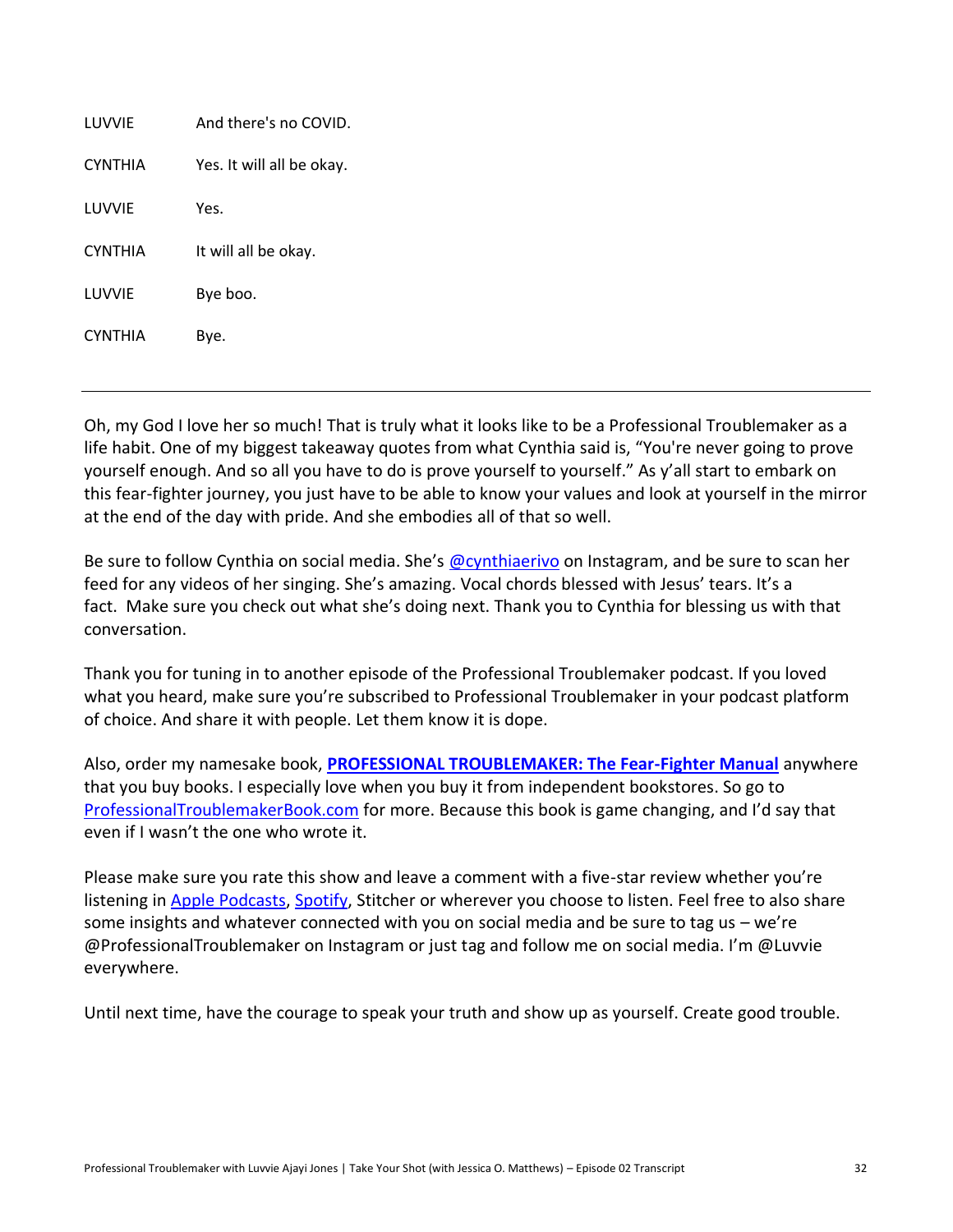| | |
|---|---|
| LUVVIE | And there's no COVID. |
| CYNTHIA | Yes. It will all be okay. |
| LUVVIE | Yes. |
| CYNTHIA | It will all be okay. |
| LUVVIE | Bye boo. |
| CYNTHIA | Bye. |

---

Oh, my God I love her so much! That is truly what it looks like to be a Professional Troublemaker as a life habit. One of my biggest takeaway quotes from what Cynthia said is, "You're never going to prove yourself enough. And so all you have to do is prove yourself to yourself." As y'all start to embark on this fear-fighter journey, you just have to be able to know your values and look at yourself in the mirror at the end of the day with pride. And she embodies all of that so well.

Be sure to follow Cynthia on social media. She's @cynthiaerivo on Instagram, and be sure to scan her feed for any videos of her singing. She's amazing. Vocal chords blessed with Jesus' tears. It's a fact. Make sure you check out what she's doing next. Thank you to Cynthia for blessing us with that conversation.

Thank you for tuning in to another episode of the Professional Troublemaker podcast. If you loved what you heard, make sure you're subscribed to Professional Troublemaker in your podcast platform of choice. And share it with people. Let them know it is dope.

Also, order my namesake book, **PROFESSIONAL TROUBLEMAKER: The Fear-Fighter Manual** anywhere that you buy books. I especially love when you buy it from independent bookstores. So go to ProfessionalTroublemakerBook.com for more. Because this book is game changing, and I'd say that even if I wasn't the one who wrote it.

Please make sure you rate this show and leave a comment with a five-star review whether you're listening in Apple Podcasts, Spotify, Stitcher or wherever you choose to listen. Feel free to also share some insights and whatever connected with you on social media and be sure to tag us – we're @ProfessionalTroublemaker on Instagram or just tag and follow me on social media. I'm @Luvvie everywhere.

Until next time, have the courage to speak your truth and show up as yourself. Create good trouble.